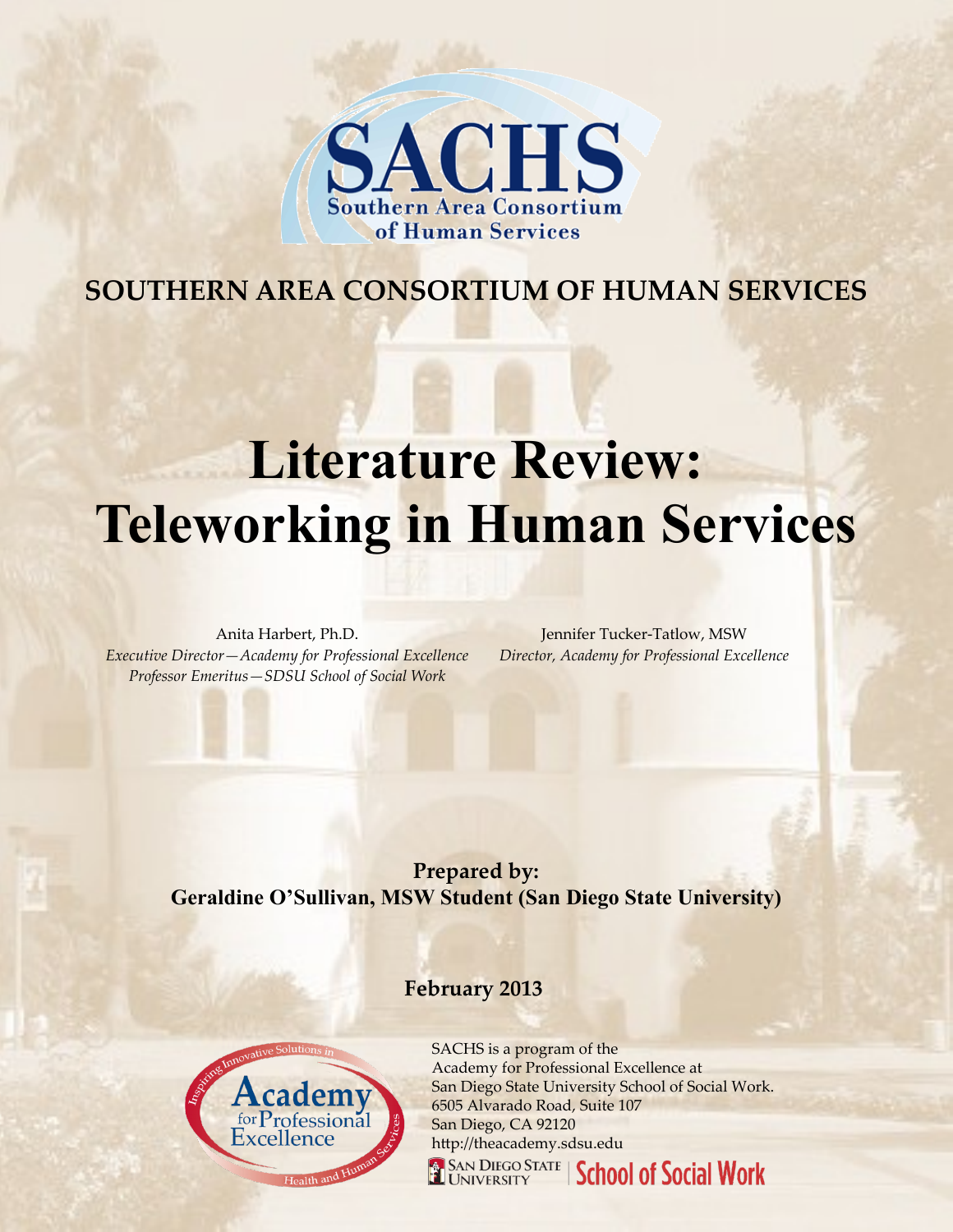SACHS

Southern Area Consortium of Human Services

**SOUTHERN AREA CONSORTIUM OF HUMAN SERVICES**

# Literature Review: Teleworking in Human Services

Anita Harbert, Ph.D.
*Executive Director—Academy for Professional Excellence*
*Professor Emeritus—SDSU School of Social Work*

Jennifer Tucker-Tatlow, MSW
*Director, Academy for Professional Excellence*

**Prepared by:**
**Geraldine O'Sullivan, MSW Student (San Diego State University)**

**February 2013**

Academy for Professional Excellence — Inspiring Innovative Solutions in Health and Human Services

SACHS is a program of the
Academy for Professional Excellence at
San Diego State University School of Social Work.
6505 Alvarado Road, Suite 107
San Diego, CA 92120
http://theacademy.sdsu.edu

San Diego State University | School of Social Work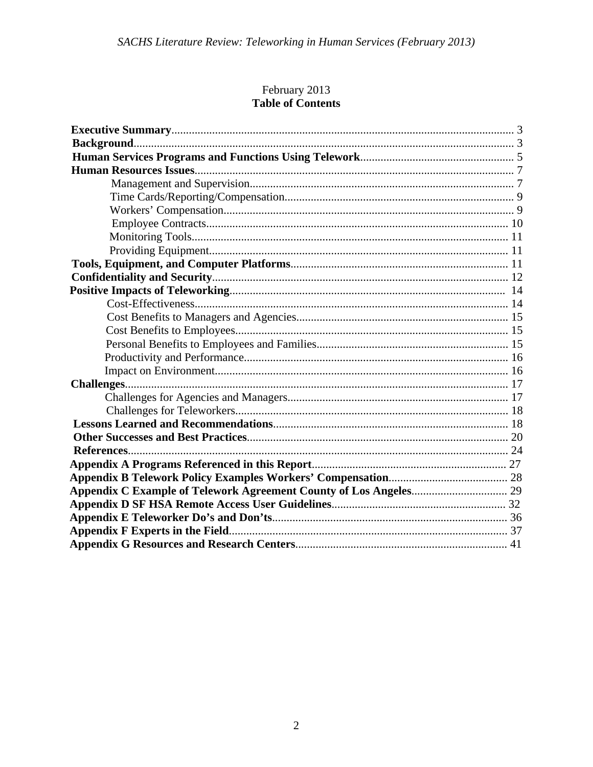February 2013

**Table of Contents**

**Executive Summary** ........ 3
**Background** ........ 3
**Human Services Programs and Functions Using Telework** ........ 5
**Human Resources Issues** ........ 7
- Management and Supervision ........ 7
- Time Cards/Reporting/Compensation ........ 9
- Workers' Compensation ........ 9
- Employee Contracts ........ 10
- Monitoring Tools ........ 11
- Providing Equipment ........ 11

**Tools, Equipment, and Computer Platforms** ........ 11
**Confidentiality and Security** ........ 12
**Positive Impacts of Teleworking** ........ 14
- Cost-Effectiveness ........ 14
- Cost Benefits to Managers and Agencies ........ 15
- Cost Benefits to Employees ........ 15
- Personal Benefits to Employees and Families ........ 15
- Productivity and Performance ........ 16
- Impact on Environment ........ 16

**Challenges** ........ 17
- Challenges for Agencies and Managers ........ 17
- Challenges for Teleworkers ........ 18

**Lessons Learned and Recommendations** ........ 18
**Other Successes and Best Practices** ........ 20
**References** ........ 24
**Appendix A Programs Referenced in this Report** ........ 27
**Appendix B Telework Policy Examples Workers' Compensation** ........ 28
**Appendix C Example of Telework Agreement County of Los Angeles** ........ 29
**Appendix D SF HSA Remote Access User Guidelines** ........ 32
**Appendix E Teleworker Do's and Don'ts** ........ 36
**Appendix F Experts in the Field** ........ 37
**Appendix G Resources and Research Centers** ........ 41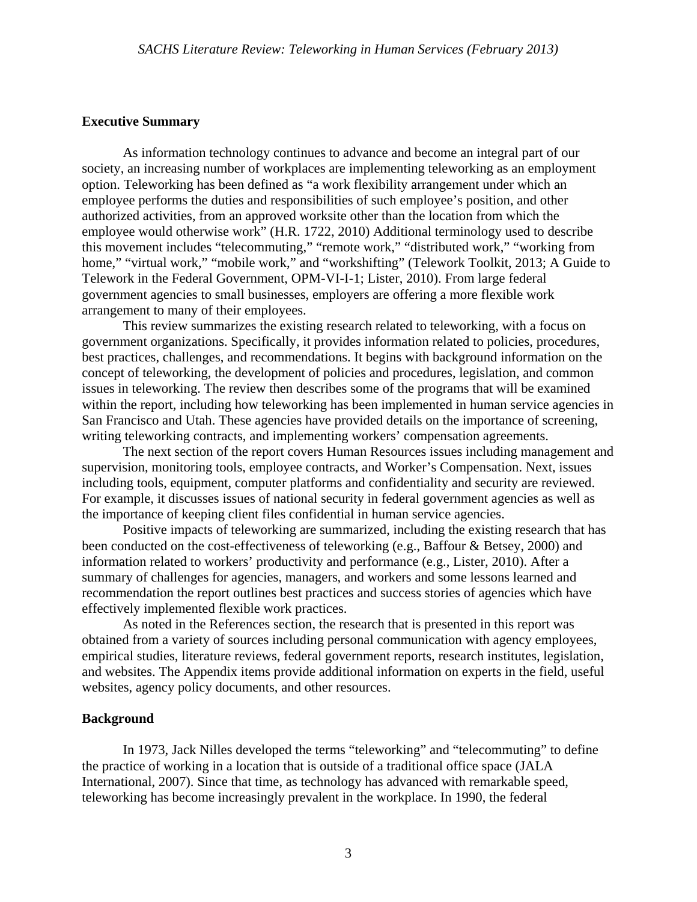## Executive Summary

As information technology continues to advance and become an integral part of our society, an increasing number of workplaces are implementing teleworking as an employment option. Teleworking has been defined as "a work flexibility arrangement under which an employee performs the duties and responsibilities of such employee's position, and other authorized activities, from an approved worksite other than the location from which the employee would otherwise work" (H.R. 1722, 2010) Additional terminology used to describe this movement includes "telecommuting," "remote work," "distributed work," "working from home," "virtual work," "mobile work," and "workshifting" (Telework Toolkit, 2013; A Guide to Telework in the Federal Government, OPM-VI-I-1; Lister, 2010). From large federal government agencies to small businesses, employers are offering a more flexible work arrangement to many of their employees.

This review summarizes the existing research related to teleworking, with a focus on government organizations. Specifically, it provides information related to policies, procedures, best practices, challenges, and recommendations. It begins with background information on the concept of teleworking, the development of policies and procedures, legislation, and common issues in teleworking. The review then describes some of the programs that will be examined within the report, including how teleworking has been implemented in human service agencies in San Francisco and Utah. These agencies have provided details on the importance of screening, writing teleworking contracts, and implementing workers' compensation agreements.

The next section of the report covers Human Resources issues including management and supervision, monitoring tools, employee contracts, and Worker's Compensation. Next, issues including tools, equipment, computer platforms and confidentiality and security are reviewed. For example, it discusses issues of national security in federal government agencies as well as the importance of keeping client files confidential in human service agencies.

Positive impacts of teleworking are summarized, including the existing research that has been conducted on the cost-effectiveness of teleworking (e.g., Baffour & Betsey, 2000) and information related to workers' productivity and performance (e.g., Lister, 2010). After a summary of challenges for agencies, managers, and workers and some lessons learned and recommendation the report outlines best practices and success stories of agencies which have effectively implemented flexible work practices.

As noted in the References section, the research that is presented in this report was obtained from a variety of sources including personal communication with agency employees, empirical studies, literature reviews, federal government reports, research institutes, legislation, and websites. The Appendix items provide additional information on experts in the field, useful websites, agency policy documents, and other resources.

## Background

In 1973, Jack Nilles developed the terms "teleworking" and "telecommuting" to define the practice of working in a location that is outside of a traditional office space (JALA International, 2007). Since that time, as technology has advanced with remarkable speed, teleworking has become increasingly prevalent in the workplace. In 1990, the federal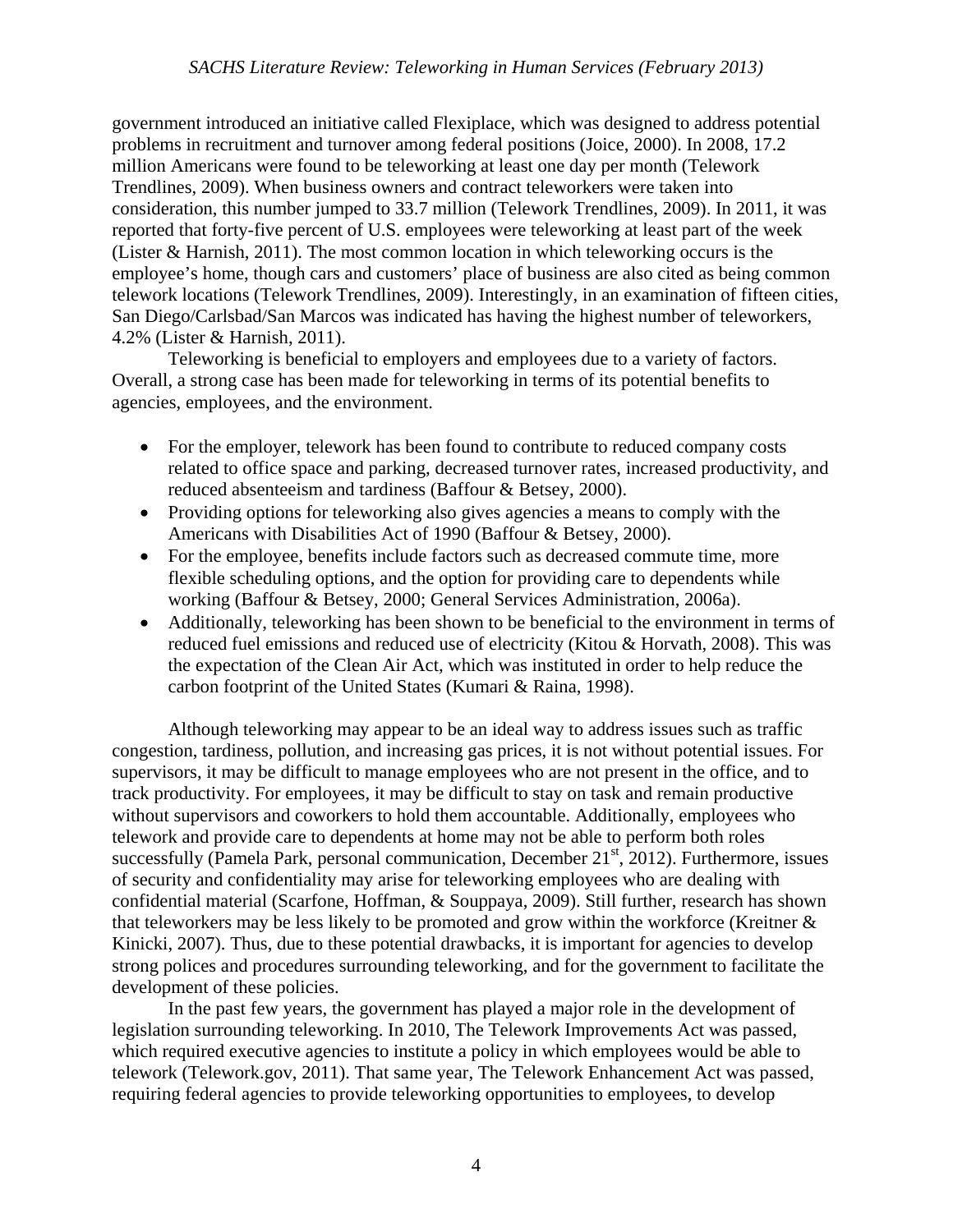government introduced an initiative called Flexiplace, which was designed to address potential problems in recruitment and turnover among federal positions (Joice, 2000). In 2008, 17.2 million Americans were found to be teleworking at least one day per month (Telework Trendlines, 2009). When business owners and contract teleworkers were taken into consideration, this number jumped to 33.7 million (Telework Trendlines, 2009). In 2011, it was reported that forty-five percent of U.S. employees were teleworking at least part of the week (Lister & Harnish, 2011). The most common location in which teleworking occurs is the employee's home, though cars and customers' place of business are also cited as being common telework locations (Telework Trendlines, 2009). Interestingly, in an examination of fifteen cities, San Diego/Carlsbad/San Marcos was indicated has having the highest number of teleworkers, 4.2% (Lister & Harnish, 2011).

Teleworking is beneficial to employers and employees due to a variety of factors. Overall, a strong case has been made for teleworking in terms of its potential benefits to agencies, employees, and the environment.

- For the employer, telework has been found to contribute to reduced company costs related to office space and parking, decreased turnover rates, increased productivity, and reduced absenteeism and tardiness (Baffour & Betsey, 2000).
- Providing options for teleworking also gives agencies a means to comply with the Americans with Disabilities Act of 1990 (Baffour & Betsey, 2000).
- For the employee, benefits include factors such as decreased commute time, more flexible scheduling options, and the option for providing care to dependents while working (Baffour & Betsey, 2000; General Services Administration, 2006a).
- Additionally, teleworking has been shown to be beneficial to the environment in terms of reduced fuel emissions and reduced use of electricity (Kitou & Horvath, 2008). This was the expectation of the Clean Air Act, which was instituted in order to help reduce the carbon footprint of the United States (Kumari & Raina, 1998).

Although teleworking may appear to be an ideal way to address issues such as traffic congestion, tardiness, pollution, and increasing gas prices, it is not without potential issues. For supervisors, it may be difficult to manage employees who are not present in the office, and to track productivity. For employees, it may be difficult to stay on task and remain productive without supervisors and coworkers to hold them accountable. Additionally, employees who telework and provide care to dependents at home may not be able to perform both roles successfully (Pamela Park, personal communication, December 21st, 2012). Furthermore, issues of security and confidentiality may arise for teleworking employees who are dealing with confidential material (Scarfone, Hoffman, & Souppaya, 2009). Still further, research has shown that teleworkers may be less likely to be promoted and grow within the workforce (Kreitner & Kinicki, 2007). Thus, due to these potential drawbacks, it is important for agencies to develop strong polices and procedures surrounding teleworking, and for the government to facilitate the development of these policies.

In the past few years, the government has played a major role in the development of legislation surrounding teleworking. In 2010, The Telework Improvements Act was passed, which required executive agencies to institute a policy in which employees would be able to telework (Telework.gov, 2011). That same year, The Telework Enhancement Act was passed, requiring federal agencies to provide teleworking opportunities to employees, to develop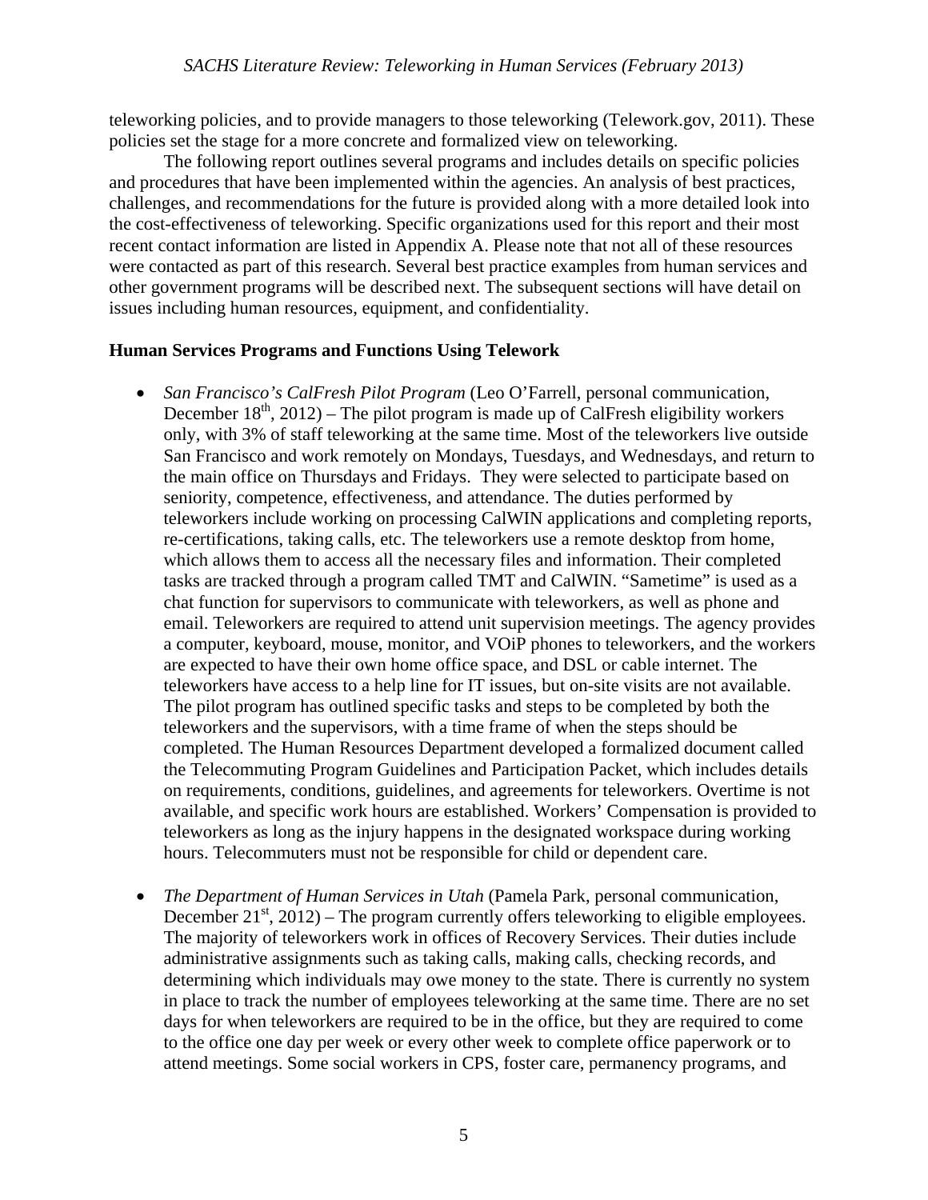teleworking policies, and to provide managers to those teleworking (Telework.gov, 2011). These policies set the stage for a more concrete and formalized view on teleworking.

The following report outlines several programs and includes details on specific policies and procedures that have been implemented within the agencies. An analysis of best practices, challenges, and recommendations for the future is provided along with a more detailed look into the cost-effectiveness of teleworking. Specific organizations used for this report and their most recent contact information are listed in Appendix A. Please note that not all of these resources were contacted as part of this research. Several best practice examples from human services and other government programs will be described next. The subsequent sections will have detail on issues including human resources, equipment, and confidentiality.

**Human Services Programs and Functions Using Telework**

- *San Francisco's CalFresh Pilot Program* (Leo O'Farrell, personal communication, December 18th, 2012) – The pilot program is made up of CalFresh eligibility workers only, with 3% of staff teleworking at the same time. Most of the teleworkers live outside San Francisco and work remotely on Mondays, Tuesdays, and Wednesdays, and return to the main office on Thursdays and Fridays. They were selected to participate based on seniority, competence, effectiveness, and attendance. The duties performed by teleworkers include working on processing CalWIN applications and completing reports, re-certifications, taking calls, etc. The teleworkers use a remote desktop from home, which allows them to access all the necessary files and information. Their completed tasks are tracked through a program called TMT and CalWIN. "Sametime" is used as a chat function for supervisors to communicate with teleworkers, as well as phone and email. Teleworkers are required to attend unit supervision meetings. The agency provides a computer, keyboard, mouse, monitor, and VOiP phones to teleworkers, and the workers are expected to have their own home office space, and DSL or cable internet. The teleworkers have access to a help line for IT issues, but on-site visits are not available. The pilot program has outlined specific tasks and steps to be completed by both the teleworkers and the supervisors, with a time frame of when the steps should be completed. The Human Resources Department developed a formalized document called the Telecommuting Program Guidelines and Participation Packet, which includes details on requirements, conditions, guidelines, and agreements for teleworkers. Overtime is not available, and specific work hours are established. Workers' Compensation is provided to teleworkers as long as the injury happens in the designated workspace during working hours. Telecommuters must not be responsible for child or dependent care.

- *The Department of Human Services in Utah* (Pamela Park, personal communication, December 21st, 2012) – The program currently offers teleworking to eligible employees. The majority of teleworkers work in offices of Recovery Services. Their duties include administrative assignments such as taking calls, making calls, checking records, and determining which individuals may owe money to the state. There is currently no system in place to track the number of employees teleworking at the same time. There are no set days for when teleworkers are required to be in the office, but they are required to come to the office one day per week or every other week to complete office paperwork or to attend meetings. Some social workers in CPS, foster care, permanency programs, and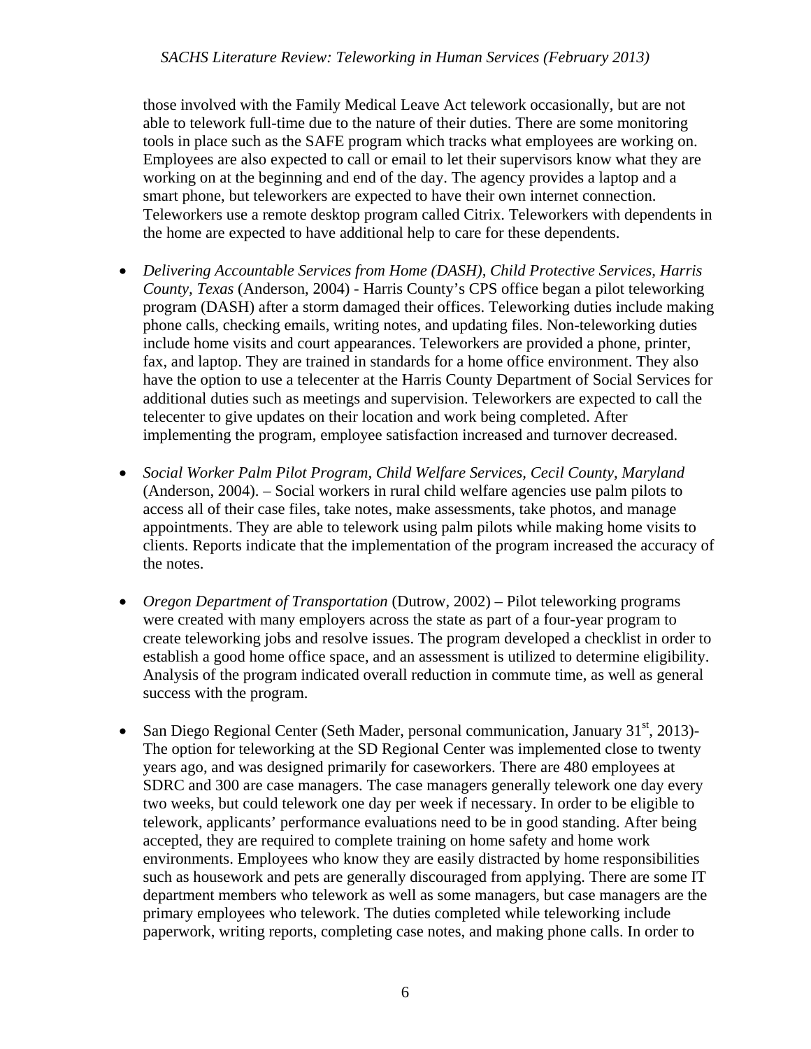those involved with the Family Medical Leave Act telework occasionally, but are not able to telework full-time due to the nature of their duties. There are some monitoring tools in place such as the SAFE program which tracks what employees are working on. Employees are also expected to call or email to let their supervisors know what they are working on at the beginning and end of the day. The agency provides a laptop and a smart phone, but teleworkers are expected to have their own internet connection. Teleworkers use a remote desktop program called Citrix. Teleworkers with dependents in the home are expected to have additional help to care for these dependents.

- *Delivering Accountable Services from Home (DASH), Child Protective Services, Harris County, Texas* (Anderson, 2004) - Harris County's CPS office began a pilot teleworking program (DASH) after a storm damaged their offices. Teleworking duties include making phone calls, checking emails, writing notes, and updating files. Non-teleworking duties include home visits and court appearances. Teleworkers are provided a phone, printer, fax, and laptop. They are trained in standards for a home office environment. They also have the option to use a telecenter at the Harris County Department of Social Services for additional duties such as meetings and supervision. Teleworkers are expected to call the telecenter to give updates on their location and work being completed. After implementing the program, employee satisfaction increased and turnover decreased.

- *Social Worker Palm Pilot Program, Child Welfare Services, Cecil County, Maryland* (Anderson, 2004). – Social workers in rural child welfare agencies use palm pilots to access all of their case files, take notes, make assessments, take photos, and manage appointments. They are able to telework using palm pilots while making home visits to clients. Reports indicate that the implementation of the program increased the accuracy of the notes.

- *Oregon Department of Transportation* (Dutrow, 2002) – Pilot teleworking programs were created with many employers across the state as part of a four-year program to create teleworking jobs and resolve issues. The program developed a checklist in order to establish a good home office space, and an assessment is utilized to determine eligibility. Analysis of the program indicated overall reduction in commute time, as well as general success with the program.

- San Diego Regional Center (Seth Mader, personal communication, January 31st, 2013)- The option for teleworking at the SD Regional Center was implemented close to twenty years ago, and was designed primarily for caseworkers. There are 480 employees at SDRC and 300 are case managers. The case managers generally telework one day every two weeks, but could telework one day per week if necessary. In order to be eligible to telework, applicants' performance evaluations need to be in good standing. After being accepted, they are required to complete training on home safety and home work environments. Employees who know they are easily distracted by home responsibilities such as housework and pets are generally discouraged from applying. There are some IT department members who telework as well as some managers, but case managers are the primary employees who telework. The duties completed while teleworking include paperwork, writing reports, completing case notes, and making phone calls. In order to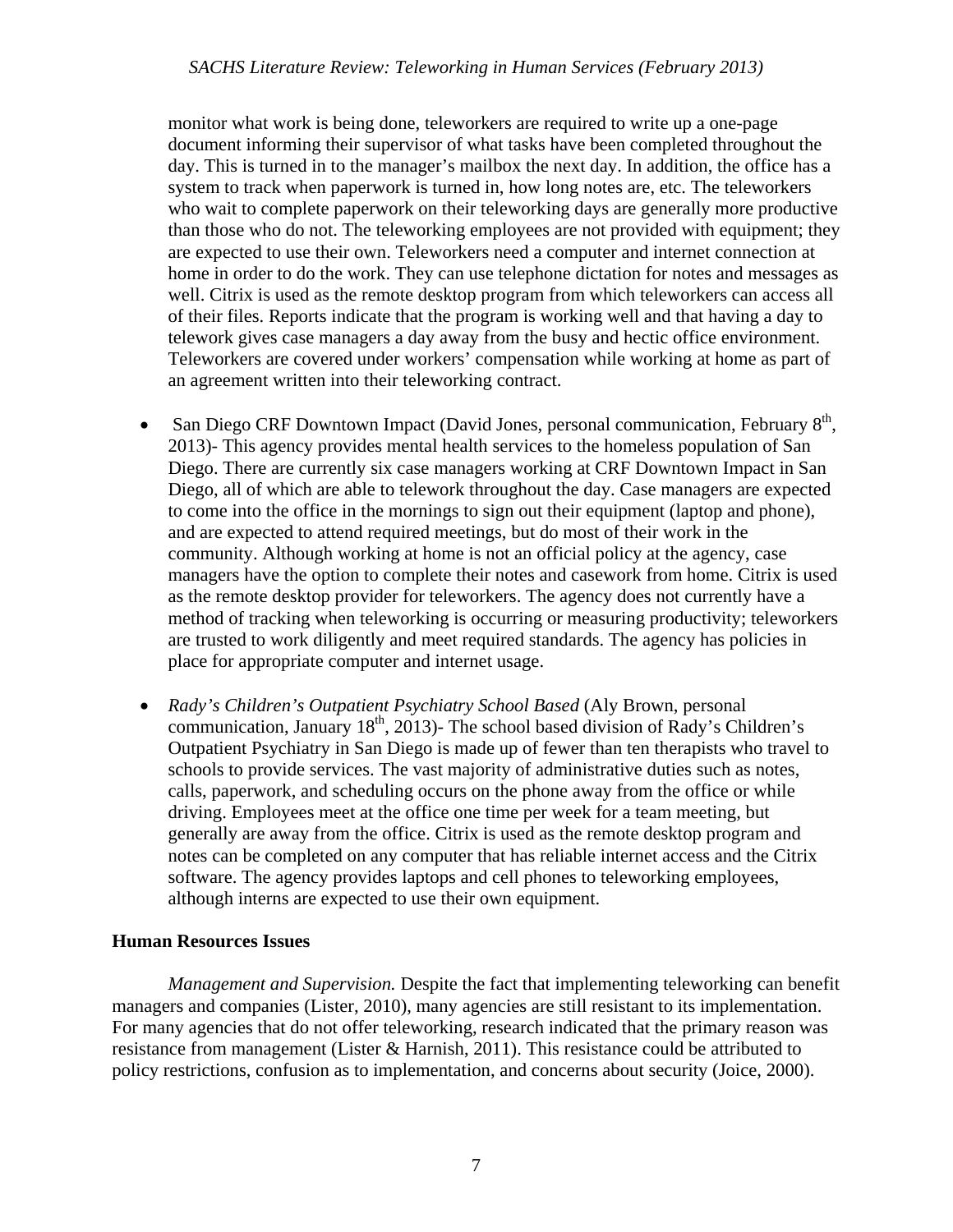monitor what work is being done, teleworkers are required to write up a one-page document informing their supervisor of what tasks have been completed throughout the day. This is turned in to the manager's mailbox the next day. In addition, the office has a system to track when paperwork is turned in, how long notes are, etc. The teleworkers who wait to complete paperwork on their teleworking days are generally more productive than those who do not. The teleworking employees are not provided with equipment; they are expected to use their own. Teleworkers need a computer and internet connection at home in order to do the work. They can use telephone dictation for notes and messages as well. Citrix is used as the remote desktop program from which teleworkers can access all of their files. Reports indicate that the program is working well and that having a day to telework gives case managers a day away from the busy and hectic office environment. Teleworkers are covered under workers' compensation while working at home as part of an agreement written into their teleworking contract.

- San Diego CRF Downtown Impact (David Jones, personal communication, February 8th, 2013)- This agency provides mental health services to the homeless population of San Diego. There are currently six case managers working at CRF Downtown Impact in San Diego, all of which are able to telework throughout the day. Case managers are expected to come into the office in the mornings to sign out their equipment (laptop and phone), and are expected to attend required meetings, but do most of their work in the community. Although working at home is not an official policy at the agency, case managers have the option to complete their notes and casework from home. Citrix is used as the remote desktop provider for teleworkers. The agency does not currently have a method of tracking when teleworking is occurring or measuring productivity; teleworkers are trusted to work diligently and meet required standards. The agency has policies in place for appropriate computer and internet usage.

- *Rady's Children's Outpatient Psychiatry School Based* (Aly Brown, personal communication, January 18th, 2013)- The school based division of Rady's Children's Outpatient Psychiatry in San Diego is made up of fewer than ten therapists who travel to schools to provide services. The vast majority of administrative duties such as notes, calls, paperwork, and scheduling occurs on the phone away from the office or while driving. Employees meet at the office one time per week for a team meeting, but generally are away from the office. Citrix is used as the remote desktop program and notes can be completed on any computer that has reliable internet access and the Citrix software. The agency provides laptops and cell phones to teleworking employees, although interns are expected to use their own equipment.

## Human Resources Issues

*Management and Supervision.* Despite the fact that implementing teleworking can benefit managers and companies (Lister, 2010), many agencies are still resistant to its implementation. For many agencies that do not offer teleworking, research indicated that the primary reason was resistance from management (Lister & Harnish, 2011). This resistance could be attributed to policy restrictions, confusion as to implementation, and concerns about security (Joice, 2000).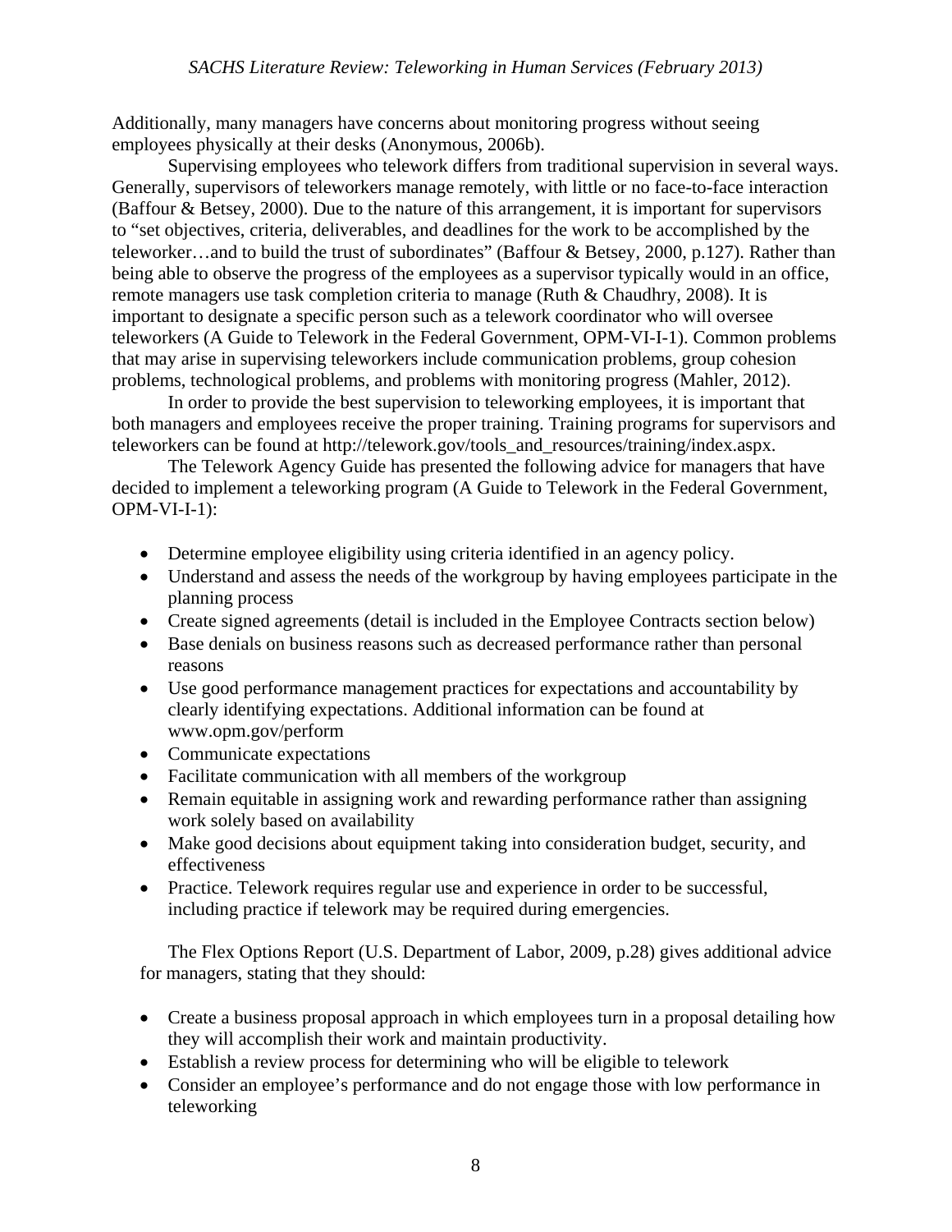Additionally, many managers have concerns about monitoring progress without seeing employees physically at their desks (Anonymous, 2006b).

Supervising employees who telework differs from traditional supervision in several ways. Generally, supervisors of teleworkers manage remotely, with little or no face-to-face interaction (Baffour & Betsey, 2000). Due to the nature of this arrangement, it is important for supervisors to "set objectives, criteria, deliverables, and deadlines for the work to be accomplished by the teleworker…and to build the trust of subordinates" (Baffour & Betsey, 2000, p.127). Rather than being able to observe the progress of the employees as a supervisor typically would in an office, remote managers use task completion criteria to manage (Ruth & Chaudhry, 2008). It is important to designate a specific person such as a telework coordinator who will oversee teleworkers (A Guide to Telework in the Federal Government, OPM-VI-I-1). Common problems that may arise in supervising teleworkers include communication problems, group cohesion problems, technological problems, and problems with monitoring progress (Mahler, 2012).

In order to provide the best supervision to teleworking employees, it is important that both managers and employees receive the proper training. Training programs for supervisors and teleworkers can be found at http://telework.gov/tools_and_resources/training/index.aspx.

The Telework Agency Guide has presented the following advice for managers that have decided to implement a teleworking program (A Guide to Telework in the Federal Government, OPM-VI-I-1):

- Determine employee eligibility using criteria identified in an agency policy.
- Understand and assess the needs of the workgroup by having employees participate in the planning process
- Create signed agreements (detail is included in the Employee Contracts section below)
- Base denials on business reasons such as decreased performance rather than personal reasons
- Use good performance management practices for expectations and accountability by clearly identifying expectations. Additional information can be found at www.opm.gov/perform
- Communicate expectations
- Facilitate communication with all members of the workgroup
- Remain equitable in assigning work and rewarding performance rather than assigning work solely based on availability
- Make good decisions about equipment taking into consideration budget, security, and effectiveness
- Practice. Telework requires regular use and experience in order to be successful, including practice if telework may be required during emergencies.

The Flex Options Report (U.S. Department of Labor, 2009, p.28) gives additional advice for managers, stating that they should:

- Create a business proposal approach in which employees turn in a proposal detailing how they will accomplish their work and maintain productivity.
- Establish a review process for determining who will be eligible to telework
- Consider an employee's performance and do not engage those with low performance in teleworking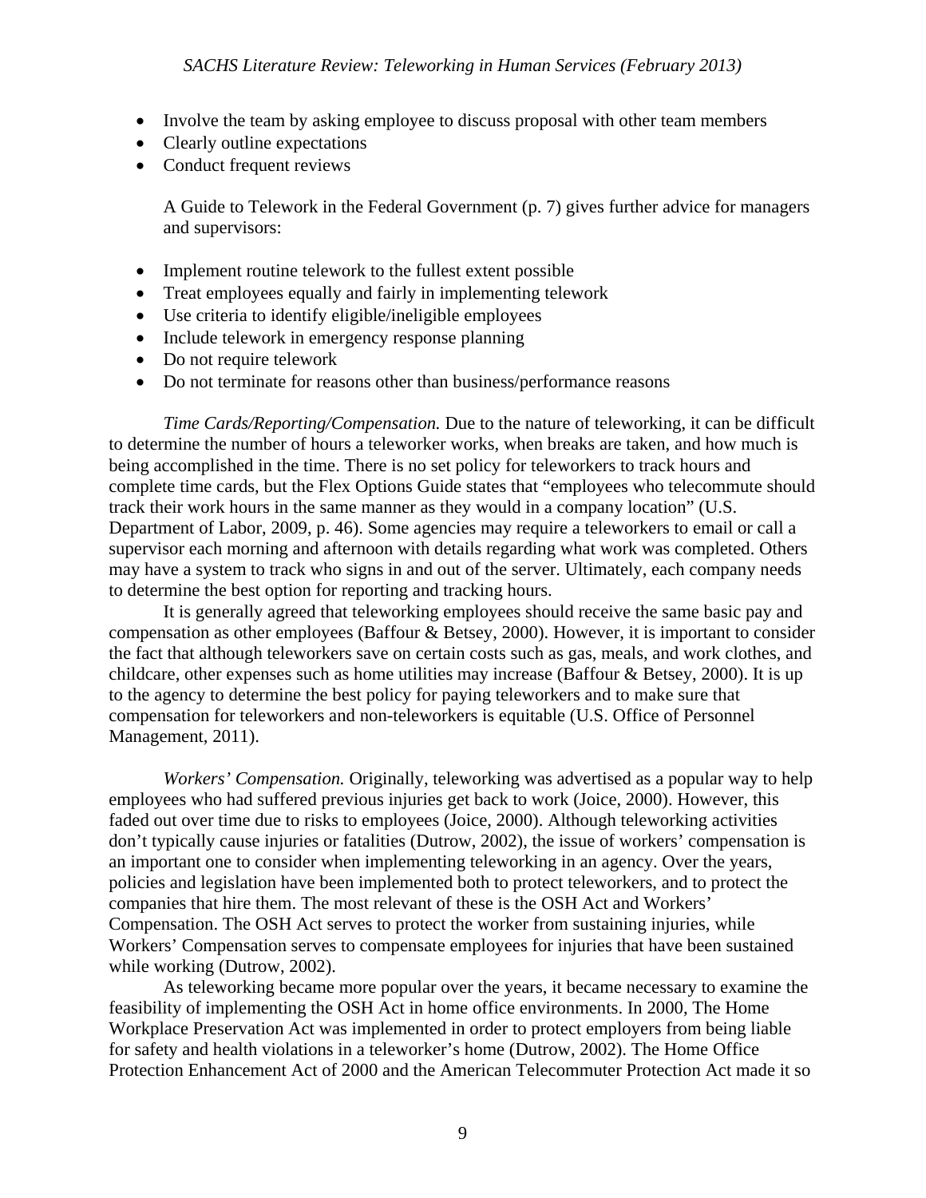- Involve the team by asking employee to discuss proposal with other team members
- Clearly outline expectations
- Conduct frequent reviews

A Guide to Telework in the Federal Government (p. 7) gives further advice for managers and supervisors:

- Implement routine telework to the fullest extent possible
- Treat employees equally and fairly in implementing telework
- Use criteria to identify eligible/ineligible employees
- Include telework in emergency response planning
- Do not require telework
- Do not terminate for reasons other than business/performance reasons

*Time Cards/Reporting/Compensation.* Due to the nature of teleworking, it can be difficult to determine the number of hours a teleworker works, when breaks are taken, and how much is being accomplished in the time. There is no set policy for teleworkers to track hours and complete time cards, but the Flex Options Guide states that "employees who telecommute should track their work hours in the same manner as they would in a company location" (U.S. Department of Labor, 2009, p. 46). Some agencies may require a teleworkers to email or call a supervisor each morning and afternoon with details regarding what work was completed. Others may have a system to track who signs in and out of the server. Ultimately, each company needs to determine the best option for reporting and tracking hours.

It is generally agreed that teleworking employees should receive the same basic pay and compensation as other employees (Baffour & Betsey, 2000). However, it is important to consider the fact that although teleworkers save on certain costs such as gas, meals, and work clothes, and childcare, other expenses such as home utilities may increase (Baffour & Betsey, 2000). It is up to the agency to determine the best policy for paying teleworkers and to make sure that compensation for teleworkers and non-teleworkers is equitable (U.S. Office of Personnel Management, 2011).

*Workers' Compensation.* Originally, teleworking was advertised as a popular way to help employees who had suffered previous injuries get back to work (Joice, 2000). However, this faded out over time due to risks to employees (Joice, 2000). Although teleworking activities don't typically cause injuries or fatalities (Dutrow, 2002), the issue of workers' compensation is an important one to consider when implementing teleworking in an agency. Over the years, policies and legislation have been implemented both to protect teleworkers, and to protect the companies that hire them. The most relevant of these is the OSH Act and Workers' Compensation. The OSH Act serves to protect the worker from sustaining injuries, while Workers' Compensation serves to compensate employees for injuries that have been sustained while working (Dutrow, 2002).

As teleworking became more popular over the years, it became necessary to examine the feasibility of implementing the OSH Act in home office environments. In 2000, The Home Workplace Preservation Act was implemented in order to protect employers from being liable for safety and health violations in a teleworker's home (Dutrow, 2002). The Home Office Protection Enhancement Act of 2000 and the American Telecommuter Protection Act made it so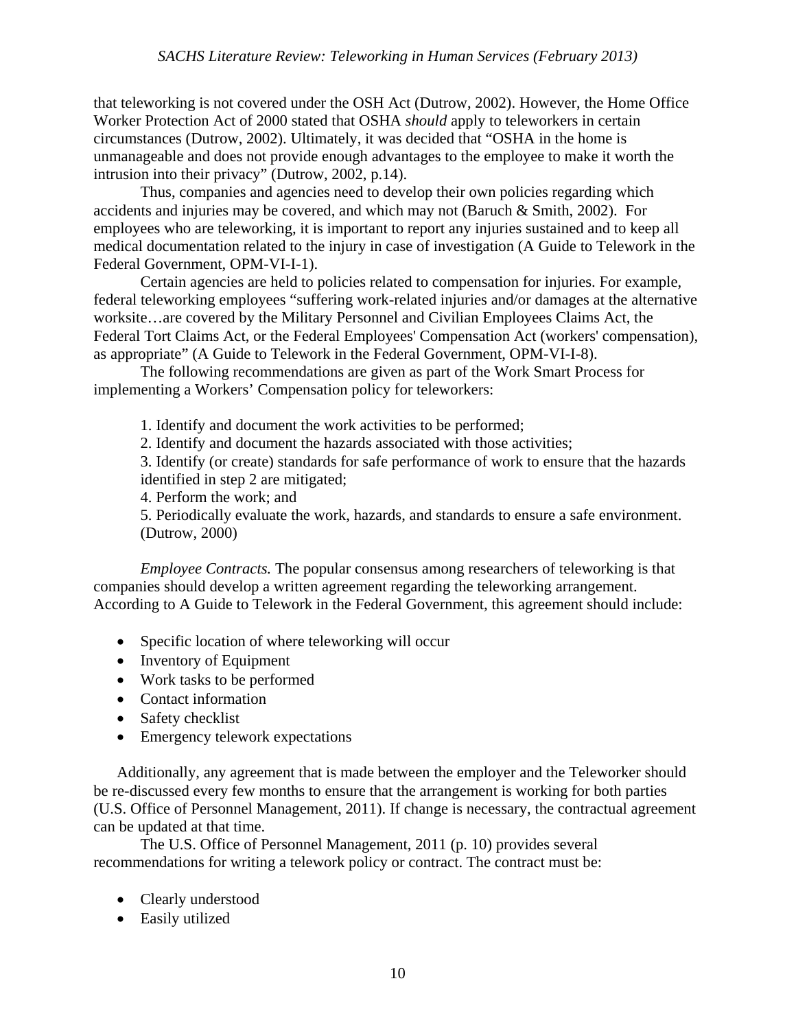that teleworking is not covered under the OSH Act (Dutrow, 2002). However, the Home Office Worker Protection Act of 2000 stated that OSHA *should* apply to teleworkers in certain circumstances (Dutrow, 2002). Ultimately, it was decided that "OSHA in the home is unmanageable and does not provide enough advantages to the employee to make it worth the intrusion into their privacy" (Dutrow, 2002, p.14).

Thus, companies and agencies need to develop their own policies regarding which accidents and injuries may be covered, and which may not (Baruch & Smith, 2002). For employees who are teleworking, it is important to report any injuries sustained and to keep all medical documentation related to the injury in case of investigation (A Guide to Telework in the Federal Government, OPM-VI-I-1).

Certain agencies are held to policies related to compensation for injuries. For example, federal teleworking employees "suffering work-related injuries and/or damages at the alternative worksite…are covered by the Military Personnel and Civilian Employees Claims Act, the Federal Tort Claims Act, or the Federal Employees' Compensation Act (workers' compensation), as appropriate" (A Guide to Telework in the Federal Government, OPM-VI-I-8).

The following recommendations are given as part of the Work Smart Process for implementing a Workers' Compensation policy for teleworkers:

> 1. Identify and document the work activities to be performed;
> 2. Identify and document the hazards associated with those activities;
> 3. Identify (or create) standards for safe performance of work to ensure that the hazards identified in step 2 are mitigated;
> 4. Perform the work; and
> 5. Periodically evaluate the work, hazards, and standards to ensure a safe environment. (Dutrow, 2000)

*Employee Contracts.* The popular consensus among researchers of teleworking is that companies should develop a written agreement regarding the teleworking arrangement. According to A Guide to Telework in the Federal Government, this agreement should include:

- Specific location of where teleworking will occur
- Inventory of Equipment
- Work tasks to be performed
- Contact information
- Safety checklist
- Emergency telework expectations

Additionally, any agreement that is made between the employer and the Teleworker should be re-discussed every few months to ensure that the arrangement is working for both parties (U.S. Office of Personnel Management, 2011). If change is necessary, the contractual agreement can be updated at that time.

The U.S. Office of Personnel Management, 2011 (p. 10) provides several recommendations for writing a telework policy or contract. The contract must be:

- Clearly understood
- Easily utilized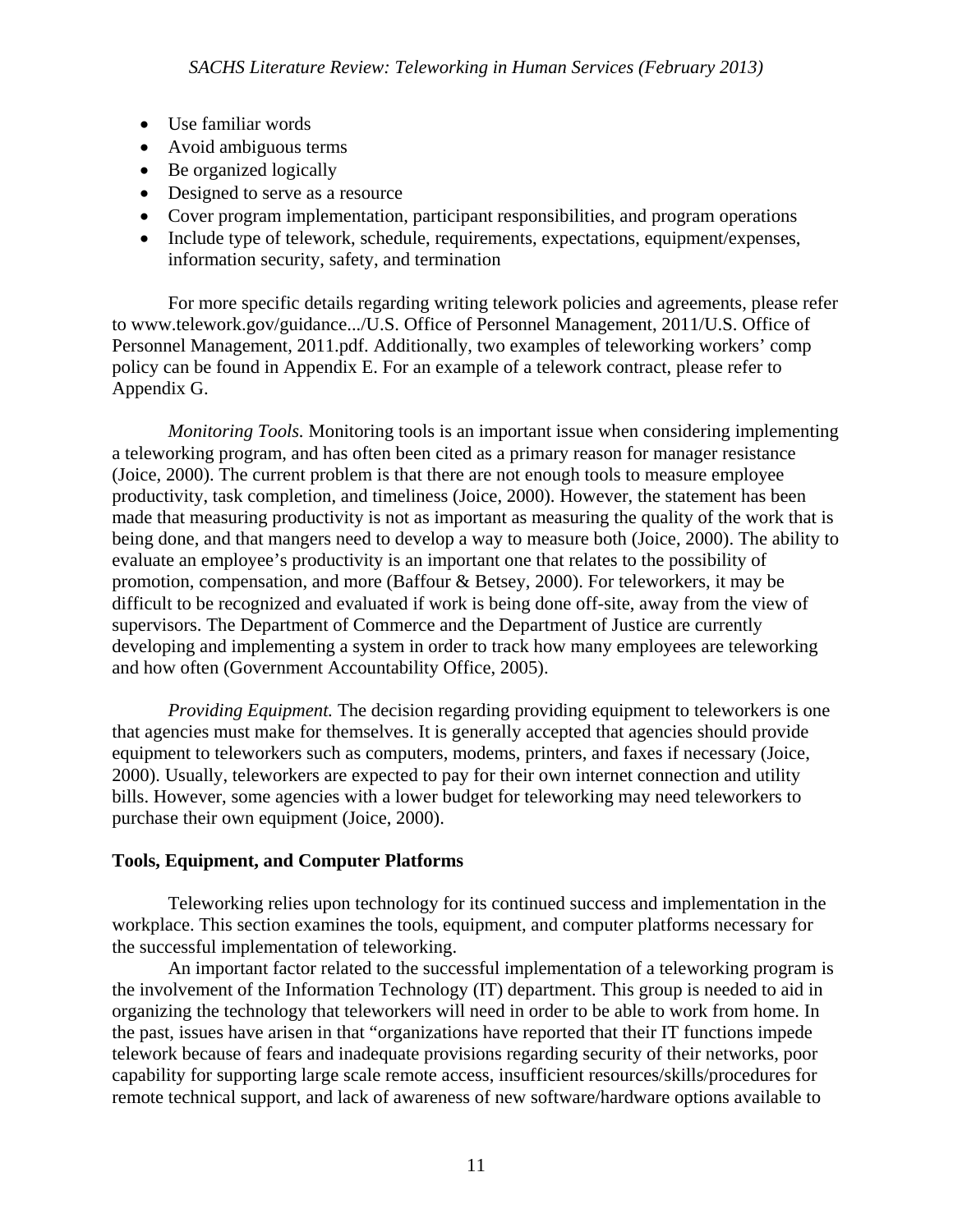- Use familiar words
- Avoid ambiguous terms
- Be organized logically
- Designed to serve as a resource
- Cover program implementation, participant responsibilities, and program operations
- Include type of telework, schedule, requirements, expectations, equipment/expenses, information security, safety, and termination

For more specific details regarding writing telework policies and agreements, please refer to www.telework.gov/guidance.../U.S. Office of Personnel Management, 2011/U.S. Office of Personnel Management, 2011.pdf. Additionally, two examples of teleworking workers' comp policy can be found in Appendix E. For an example of a telework contract, please refer to Appendix G.

*Monitoring Tools.* Monitoring tools is an important issue when considering implementing a teleworking program, and has often been cited as a primary reason for manager resistance (Joice, 2000). The current problem is that there are not enough tools to measure employee productivity, task completion, and timeliness (Joice, 2000). However, the statement has been made that measuring productivity is not as important as measuring the quality of the work that is being done, and that mangers need to develop a way to measure both (Joice, 2000). The ability to evaluate an employee's productivity is an important one that relates to the possibility of promotion, compensation, and more (Baffour & Betsey, 2000). For teleworkers, it may be difficult to be recognized and evaluated if work is being done off-site, away from the view of supervisors. The Department of Commerce and the Department of Justice are currently developing and implementing a system in order to track how many employees are teleworking and how often (Government Accountability Office, 2005).

*Providing Equipment.* The decision regarding providing equipment to teleworkers is one that agencies must make for themselves. It is generally accepted that agencies should provide equipment to teleworkers such as computers, modems, printers, and faxes if necessary (Joice, 2000). Usually, teleworkers are expected to pay for their own internet connection and utility bills. However, some agencies with a lower budget for teleworking may need teleworkers to purchase their own equipment (Joice, 2000).

**Tools, Equipment, and Computer Platforms**

Teleworking relies upon technology for its continued success and implementation in the workplace. This section examines the tools, equipment, and computer platforms necessary for the successful implementation of teleworking.

An important factor related to the successful implementation of a teleworking program is the involvement of the Information Technology (IT) department. This group is needed to aid in organizing the technology that teleworkers will need in order to be able to work from home. In the past, issues have arisen in that "organizations have reported that their IT functions impede telework because of fears and inadequate provisions regarding security of their networks, poor capability for supporting large scale remote access, insufficient resources/skills/procedures for remote technical support, and lack of awareness of new software/hardware options available to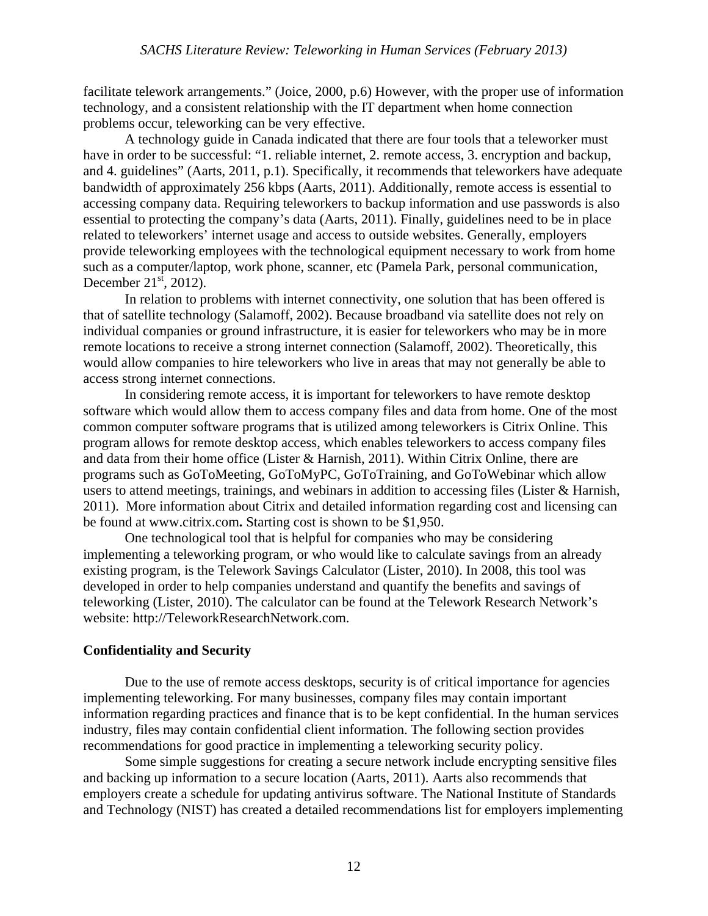facilitate telework arrangements." (Joice, 2000, p.6) However, with the proper use of information technology, and a consistent relationship with the IT department when home connection problems occur, teleworking can be very effective.

A technology guide in Canada indicated that there are four tools that a teleworker must have in order to be successful: "1. reliable internet, 2. remote access, 3. encryption and backup, and 4. guidelines" (Aarts, 2011, p.1). Specifically, it recommends that teleworkers have adequate bandwidth of approximately 256 kbps (Aarts, 2011). Additionally, remote access is essential to accessing company data. Requiring teleworkers to backup information and use passwords is also essential to protecting the company's data (Aarts, 2011). Finally, guidelines need to be in place related to teleworkers' internet usage and access to outside websites. Generally, employers provide teleworking employees with the technological equipment necessary to work from home such as a computer/laptop, work phone, scanner, etc (Pamela Park, personal communication, December 21st, 2012).

In relation to problems with internet connectivity, one solution that has been offered is that of satellite technology (Salamoff, 2002). Because broadband via satellite does not rely on individual companies or ground infrastructure, it is easier for teleworkers who may be in more remote locations to receive a strong internet connection (Salamoff, 2002). Theoretically, this would allow companies to hire teleworkers who live in areas that may not generally be able to access strong internet connections.

In considering remote access, it is important for teleworkers to have remote desktop software which would allow them to access company files and data from home. One of the most common computer software programs that is utilized among teleworkers is Citrix Online. This program allows for remote desktop access, which enables teleworkers to access company files and data from their home office (Lister & Harnish, 2011). Within Citrix Online, there are programs such as GoToMeeting, GoToMyPC, GoToTraining, and GoToWebinar which allow users to attend meetings, trainings, and webinars in addition to accessing files (Lister & Harnish, 2011). More information about Citrix and detailed information regarding cost and licensing can be found at www.citrix.com**.** Starting cost is shown to be $1,950.

One technological tool that is helpful for companies who may be considering implementing a teleworking program, or who would like to calculate savings from an already existing program, is the Telework Savings Calculator (Lister, 2010). In 2008, this tool was developed in order to help companies understand and quantify the benefits and savings of teleworking (Lister, 2010). The calculator can be found at the Telework Research Network's website: http://TeleworkResearchNetwork.com.

**Confidentiality and Security**

Due to the use of remote access desktops, security is of critical importance for agencies implementing teleworking. For many businesses, company files may contain important information regarding practices and finance that is to be kept confidential. In the human services industry, files may contain confidential client information. The following section provides recommendations for good practice in implementing a teleworking security policy.

Some simple suggestions for creating a secure network include encrypting sensitive files and backing up information to a secure location (Aarts, 2011). Aarts also recommends that employers create a schedule for updating antivirus software. The National Institute of Standards and Technology (NIST) has created a detailed recommendations list for employers implementing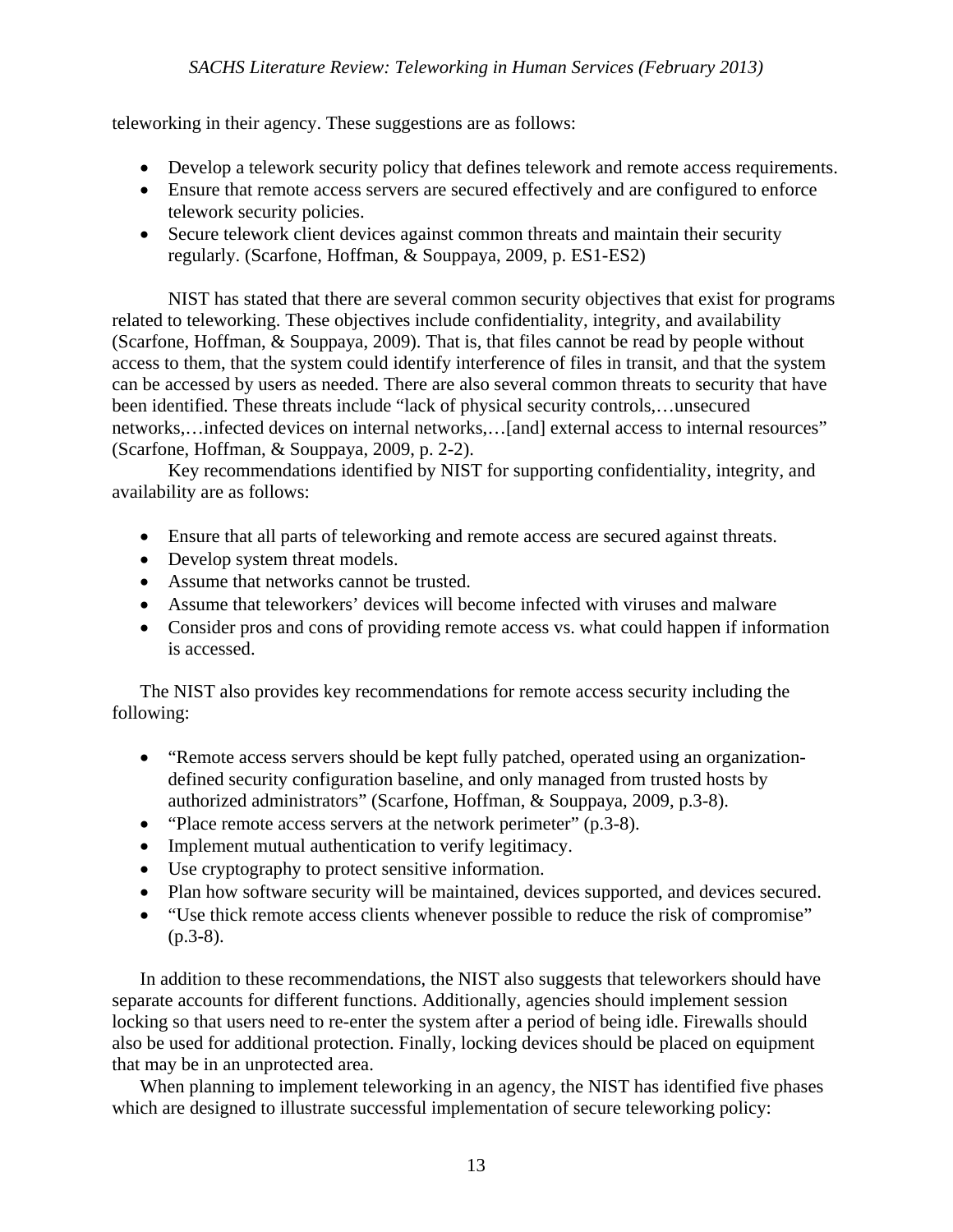teleworking in their agency. These suggestions are as follows:

- Develop a telework security policy that defines telework and remote access requirements.
- Ensure that remote access servers are secured effectively and are configured to enforce telework security policies.
- Secure telework client devices against common threats and maintain their security regularly. (Scarfone, Hoffman, & Souppaya, 2009, p. ES1-ES2)

NIST has stated that there are several common security objectives that exist for programs related to teleworking. These objectives include confidentiality, integrity, and availability (Scarfone, Hoffman, & Souppaya, 2009). That is, that files cannot be read by people without access to them, that the system could identify interference of files in transit, and that the system can be accessed by users as needed. There are also several common threats to security that have been identified. These threats include "lack of physical security controls,…unsecured networks,…infected devices on internal networks,…[and] external access to internal resources" (Scarfone, Hoffman, & Souppaya, 2009, p. 2-2).

Key recommendations identified by NIST for supporting confidentiality, integrity, and availability are as follows:

- Ensure that all parts of teleworking and remote access are secured against threats.
- Develop system threat models.
- Assume that networks cannot be trusted.
- Assume that teleworkers' devices will become infected with viruses and malware
- Consider pros and cons of providing remote access vs. what could happen if information is accessed.

The NIST also provides key recommendations for remote access security including the following:

- "Remote access servers should be kept fully patched, operated using an organization-defined security configuration baseline, and only managed from trusted hosts by authorized administrators" (Scarfone, Hoffman, & Souppaya, 2009, p.3-8).
- "Place remote access servers at the network perimeter" (p.3-8).
- Implement mutual authentication to verify legitimacy.
- Use cryptography to protect sensitive information.
- Plan how software security will be maintained, devices supported, and devices secured.
- "Use thick remote access clients whenever possible to reduce the risk of compromise" (p.3-8).

In addition to these recommendations, the NIST also suggests that teleworkers should have separate accounts for different functions. Additionally, agencies should implement session locking so that users need to re-enter the system after a period of being idle. Firewalls should also be used for additional protection. Finally, locking devices should be placed on equipment that may be in an unprotected area.

When planning to implement teleworking in an agency, the NIST has identified five phases which are designed to illustrate successful implementation of secure teleworking policy: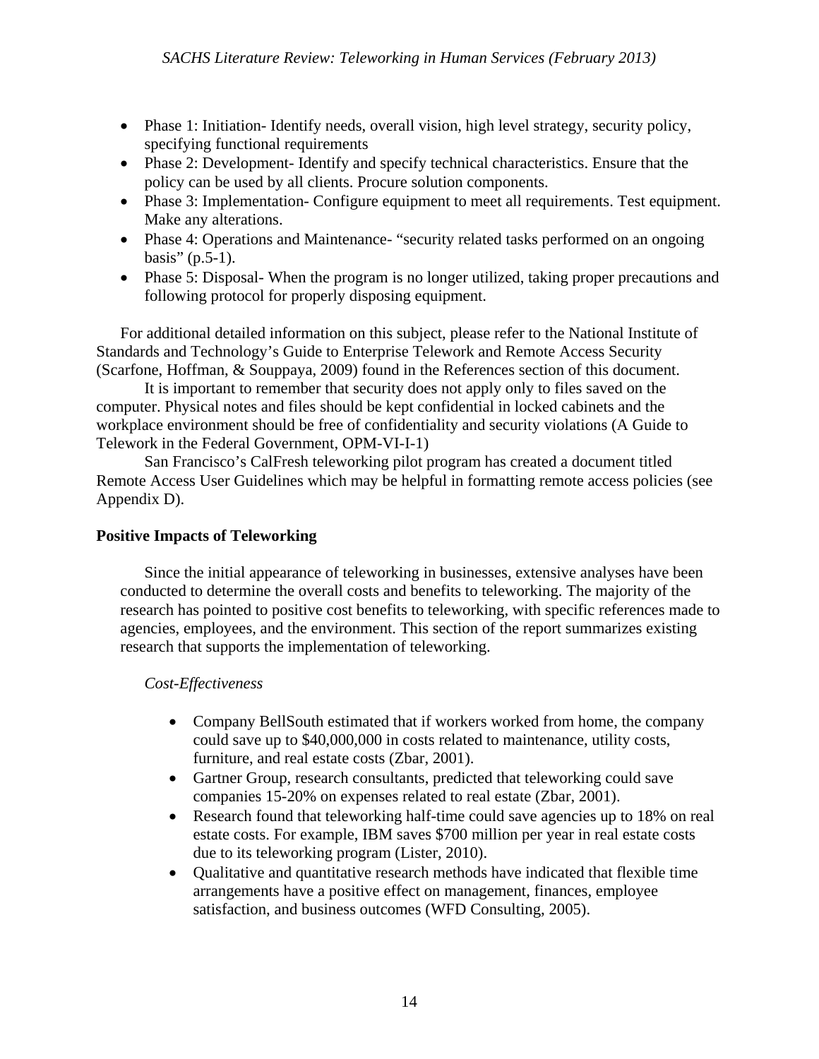- Phase 1: Initiation- Identify needs, overall vision, high level strategy, security policy, specifying functional requirements
- Phase 2: Development- Identify and specify technical characteristics. Ensure that the policy can be used by all clients. Procure solution components.
- Phase 3: Implementation- Configure equipment to meet all requirements. Test equipment. Make any alterations.
- Phase 4: Operations and Maintenance- "security related tasks performed on an ongoing basis" (p.5-1).
- Phase 5: Disposal- When the program is no longer utilized, taking proper precautions and following protocol for properly disposing equipment.

For additional detailed information on this subject, please refer to the National Institute of Standards and Technology's Guide to Enterprise Telework and Remote Access Security (Scarfone, Hoffman, & Souppaya, 2009) found in the References section of this document.

It is important to remember that security does not apply only to files saved on the computer. Physical notes and files should be kept confidential in locked cabinets and the workplace environment should be free of confidentiality and security violations (A Guide to Telework in the Federal Government, OPM-VI-I-1)

San Francisco's CalFresh teleworking pilot program has created a document titled Remote Access User Guidelines which may be helpful in formatting remote access policies (see Appendix D).

**Positive Impacts of Teleworking**

Since the initial appearance of teleworking in businesses, extensive analyses have been conducted to determine the overall costs and benefits to teleworking. The majority of the research has pointed to positive cost benefits to teleworking, with specific references made to agencies, employees, and the environment. This section of the report summarizes existing research that supports the implementation of teleworking.

*Cost-Effectiveness*

- Company BellSouth estimated that if workers worked from home, the company could save up to $40,000,000 in costs related to maintenance, utility costs, furniture, and real estate costs (Zbar, 2001).
- Gartner Group, research consultants, predicted that teleworking could save companies 15-20% on expenses related to real estate (Zbar, 2001).
- Research found that teleworking half-time could save agencies up to 18% on real estate costs. For example, IBM saves $700 million per year in real estate costs due to its teleworking program (Lister, 2010).
- Qualitative and quantitative research methods have indicated that flexible time arrangements have a positive effect on management, finances, employee satisfaction, and business outcomes (WFD Consulting, 2005).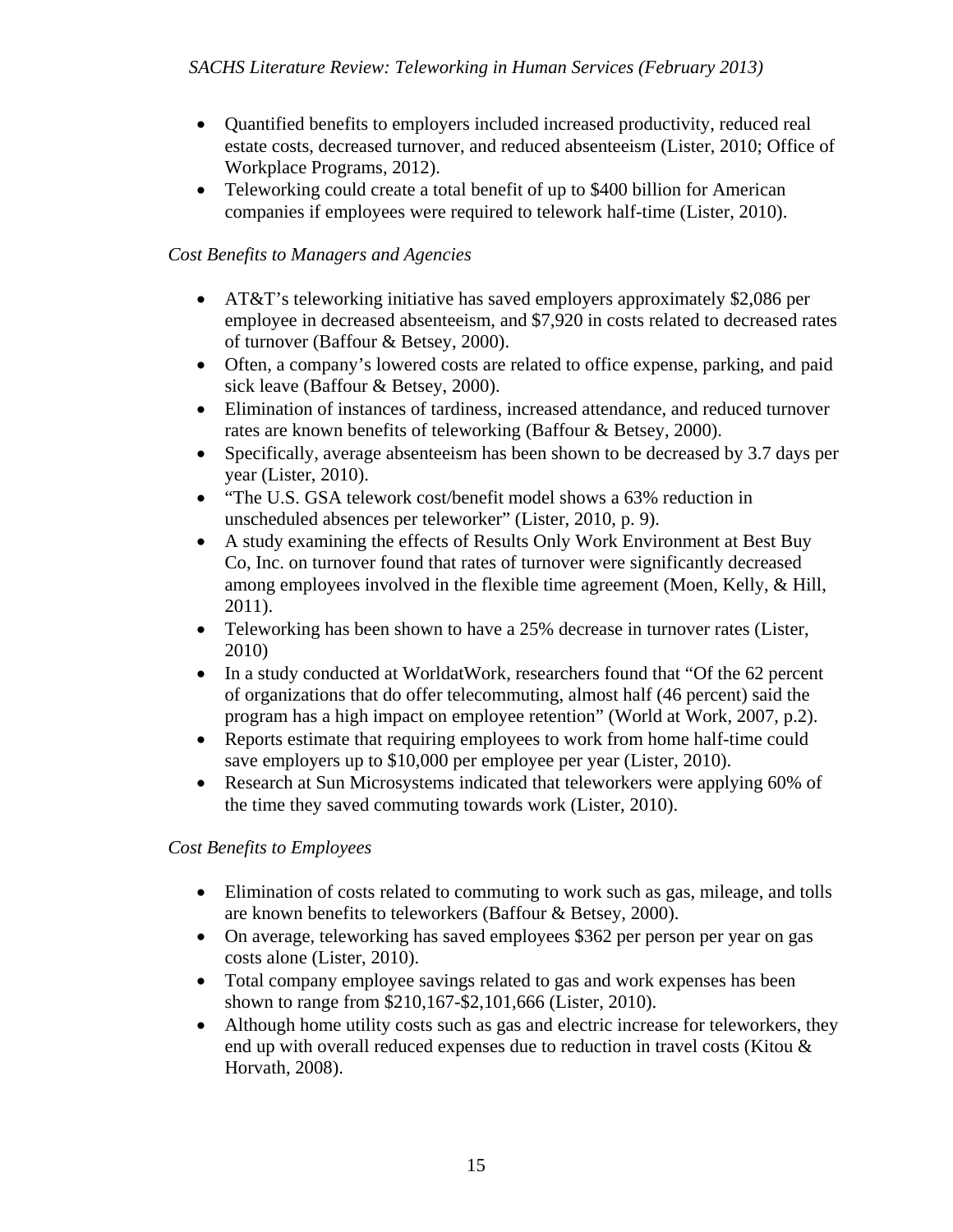- Quantified benefits to employers included increased productivity, reduced real estate costs, decreased turnover, and reduced absenteeism (Lister, 2010; Office of Workplace Programs, 2012).
- Teleworking could create a total benefit of up to $400 billion for American companies if employees were required to telework half-time (Lister, 2010).

*Cost Benefits to Managers and Agencies*

- AT&T's teleworking initiative has saved employers approximately $2,086 per employee in decreased absenteeism, and $7,920 in costs related to decreased rates of turnover (Baffour & Betsey, 2000).
- Often, a company's lowered costs are related to office expense, parking, and paid sick leave (Baffour & Betsey, 2000).
- Elimination of instances of tardiness, increased attendance, and reduced turnover rates are known benefits of teleworking (Baffour & Betsey, 2000).
- Specifically, average absenteeism has been shown to be decreased by 3.7 days per year (Lister, 2010).
- "The U.S. GSA telework cost/benefit model shows a 63% reduction in unscheduled absences per teleworker" (Lister, 2010, p. 9).
- A study examining the effects of Results Only Work Environment at Best Buy Co, Inc. on turnover found that rates of turnover were significantly decreased among employees involved in the flexible time agreement (Moen, Kelly, & Hill, 2011).
- Teleworking has been shown to have a 25% decrease in turnover rates (Lister, 2010)
- In a study conducted at WorldatWork, researchers found that "Of the 62 percent of organizations that do offer telecommuting, almost half (46 percent) said the program has a high impact on employee retention" (World at Work, 2007, p.2).
- Reports estimate that requiring employees to work from home half-time could save employers up to $10,000 per employee per year (Lister, 2010).
- Research at Sun Microsystems indicated that teleworkers were applying 60% of the time they saved commuting towards work (Lister, 2010).

*Cost Benefits to Employees*

- Elimination of costs related to commuting to work such as gas, mileage, and tolls are known benefits to teleworkers (Baffour & Betsey, 2000).
- On average, teleworking has saved employees $362 per person per year on gas costs alone (Lister, 2010).
- Total company employee savings related to gas and work expenses has been shown to range from $210,167-$2,101,666 (Lister, 2010).
- Although home utility costs such as gas and electric increase for teleworkers, they end up with overall reduced expenses due to reduction in travel costs (Kitou & Horvath, 2008).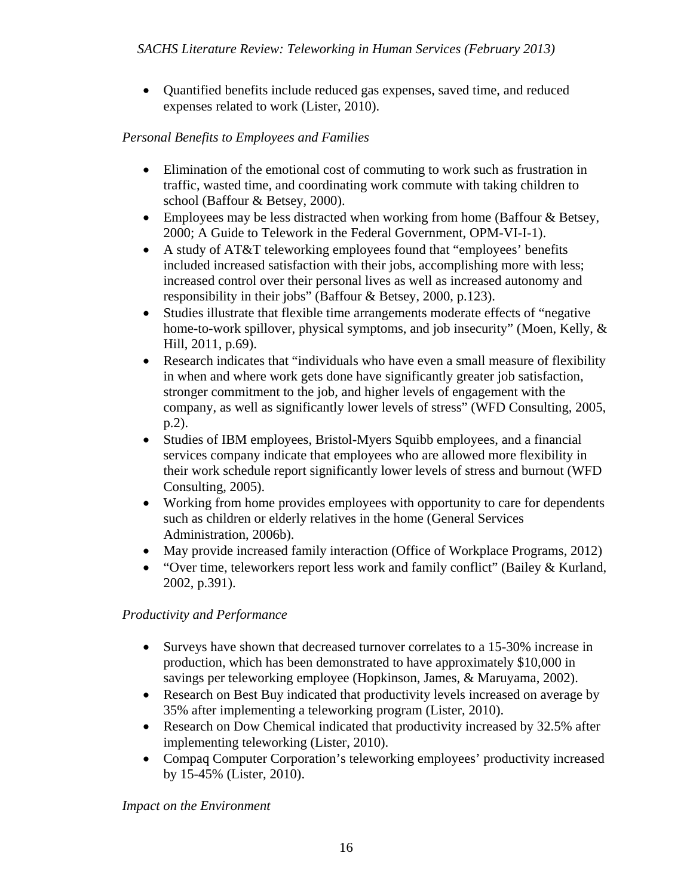- Quantified benefits include reduced gas expenses, saved time, and reduced expenses related to work (Lister, 2010).

*Personal Benefits to Employees and Families*

- Elimination of the emotional cost of commuting to work such as frustration in traffic, wasted time, and coordinating work commute with taking children to school (Baffour & Betsey, 2000).
- Employees may be less distracted when working from home (Baffour & Betsey, 2000; A Guide to Telework in the Federal Government, OPM-VI-I-1).
- A study of AT&T teleworking employees found that "employees' benefits included increased satisfaction with their jobs, accomplishing more with less; increased control over their personal lives as well as increased autonomy and responsibility in their jobs" (Baffour & Betsey, 2000, p.123).
- Studies illustrate that flexible time arrangements moderate effects of "negative home-to-work spillover, physical symptoms, and job insecurity" (Moen, Kelly, & Hill, 2011, p.69).
- Research indicates that "individuals who have even a small measure of flexibility in when and where work gets done have significantly greater job satisfaction, stronger commitment to the job, and higher levels of engagement with the company, as well as significantly lower levels of stress" (WFD Consulting, 2005, p.2).
- Studies of IBM employees, Bristol-Myers Squibb employees, and a financial services company indicate that employees who are allowed more flexibility in their work schedule report significantly lower levels of stress and burnout (WFD Consulting, 2005).
- Working from home provides employees with opportunity to care for dependents such as children or elderly relatives in the home (General Services Administration, 2006b).
- May provide increased family interaction (Office of Workplace Programs, 2012)
- "Over time, teleworkers report less work and family conflict" (Bailey & Kurland, 2002, p.391).

*Productivity and Performance*

- Surveys have shown that decreased turnover correlates to a 15-30% increase in production, which has been demonstrated to have approximately $10,000 in savings per teleworking employee (Hopkinson, James, & Maruyama, 2002).
- Research on Best Buy indicated that productivity levels increased on average by 35% after implementing a teleworking program (Lister, 2010).
- Research on Dow Chemical indicated that productivity increased by 32.5% after implementing teleworking (Lister, 2010).
- Compaq Computer Corporation's teleworking employees' productivity increased by 15-45% (Lister, 2010).

*Impact on the Environment*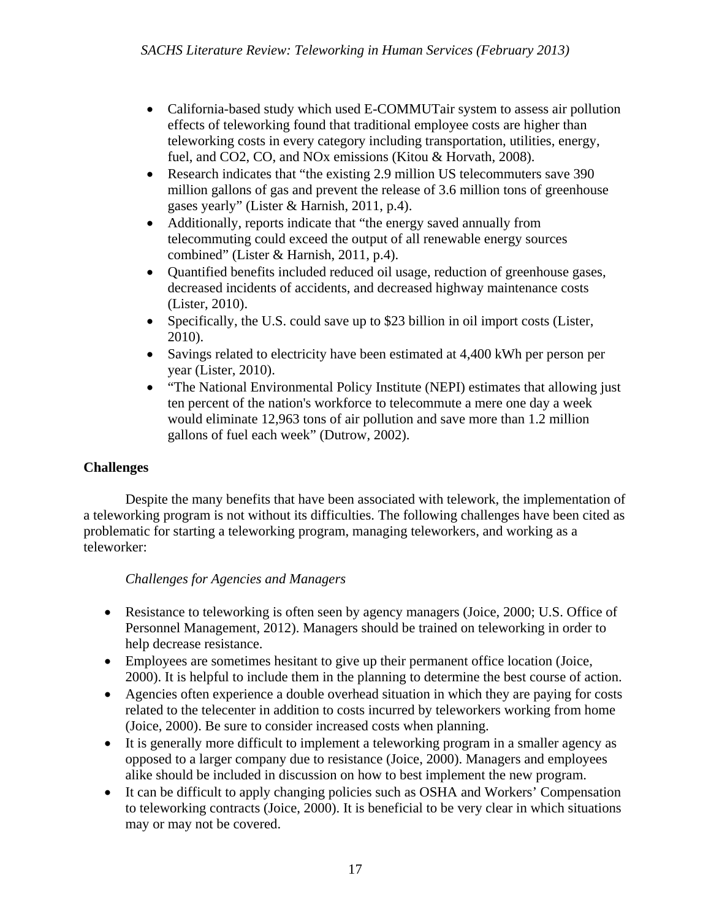- California-based study which used E-COMMUTair system to assess air pollution effects of teleworking found that traditional employee costs are higher than teleworking costs in every category including transportation, utilities, energy, fuel, and $CO_2$, CO, and $NO_x$ emissions (Kitou & Horvath, 2008).
- Research indicates that "the existing 2.9 million US telecommuters save 390 million gallons of gas and prevent the release of 3.6 million tons of greenhouse gases yearly" (Lister & Harnish, 2011, p.4).
- Additionally, reports indicate that "the energy saved annually from telecommuting could exceed the output of all renewable energy sources combined" (Lister & Harnish, 2011, p.4).
- Quantified benefits included reduced oil usage, reduction of greenhouse gases, decreased incidents of accidents, and decreased highway maintenance costs (Lister, 2010).
- Specifically, the U.S. could save up to $23 billion in oil import costs (Lister, 2010).
- Savings related to electricity have been estimated at 4,400 kWh per person per year (Lister, 2010).
- "The National Environmental Policy Institute (NEPI) estimates that allowing just ten percent of the nation's workforce to telecommute a mere one day a week would eliminate 12,963 tons of air pollution and save more than 1.2 million gallons of fuel each week" (Dutrow, 2002).

**Challenges**

Despite the many benefits that have been associated with telework, the implementation of a teleworking program is not without its difficulties. The following challenges have been cited as problematic for starting a teleworking program, managing teleworkers, and working as a teleworker:

*Challenges for Agencies and Managers*

- Resistance to teleworking is often seen by agency managers (Joice, 2000; U.S. Office of Personnel Management, 2012). Managers should be trained on teleworking in order to help decrease resistance.
- Employees are sometimes hesitant to give up their permanent office location (Joice, 2000). It is helpful to include them in the planning to determine the best course of action.
- Agencies often experience a double overhead situation in which they are paying for costs related to the telecenter in addition to costs incurred by teleworkers working from home (Joice, 2000). Be sure to consider increased costs when planning.
- It is generally more difficult to implement a teleworking program in a smaller agency as opposed to a larger company due to resistance (Joice, 2000). Managers and employees alike should be included in discussion on how to best implement the new program.
- It can be difficult to apply changing policies such as OSHA and Workers' Compensation to teleworking contracts (Joice, 2000). It is beneficial to be very clear in which situations may or may not be covered.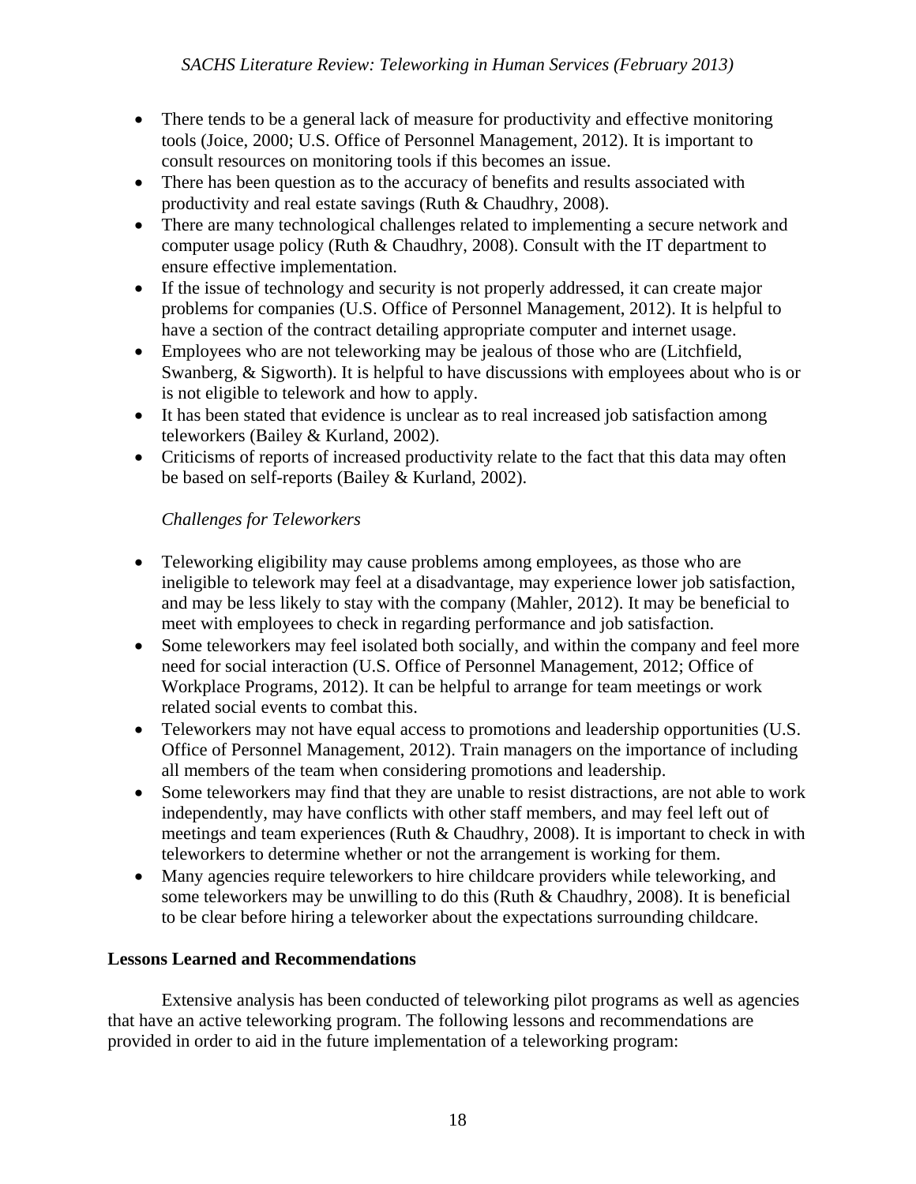- There tends to be a general lack of measure for productivity and effective monitoring tools (Joice, 2000; U.S. Office of Personnel Management, 2012). It is important to consult resources on monitoring tools if this becomes an issue.
- There has been question as to the accuracy of benefits and results associated with productivity and real estate savings (Ruth & Chaudhry, 2008).
- There are many technological challenges related to implementing a secure network and computer usage policy (Ruth & Chaudhry, 2008). Consult with the IT department to ensure effective implementation.
- If the issue of technology and security is not properly addressed, it can create major problems for companies (U.S. Office of Personnel Management, 2012). It is helpful to have a section of the contract detailing appropriate computer and internet usage.
- Employees who are not teleworking may be jealous of those who are (Litchfield, Swanberg, & Sigworth). It is helpful to have discussions with employees about who is or is not eligible to telework and how to apply.
- It has been stated that evidence is unclear as to real increased job satisfaction among teleworkers (Bailey & Kurland, 2002).
- Criticisms of reports of increased productivity relate to the fact that this data may often be based on self-reports (Bailey & Kurland, 2002).

*Challenges for Teleworkers*

- Teleworking eligibility may cause problems among employees, as those who are ineligible to telework may feel at a disadvantage, may experience lower job satisfaction, and may be less likely to stay with the company (Mahler, 2012). It may be beneficial to meet with employees to check in regarding performance and job satisfaction.
- Some teleworkers may feel isolated both socially, and within the company and feel more need for social interaction (U.S. Office of Personnel Management, 2012; Office of Workplace Programs, 2012). It can be helpful to arrange for team meetings or work related social events to combat this.
- Teleworkers may not have equal access to promotions and leadership opportunities (U.S. Office of Personnel Management, 2012). Train managers on the importance of including all members of the team when considering promotions and leadership.
- Some teleworkers may find that they are unable to resist distractions, are not able to work independently, may have conflicts with other staff members, and may feel left out of meetings and team experiences (Ruth & Chaudhry, 2008). It is important to check in with teleworkers to determine whether or not the arrangement is working for them.
- Many agencies require teleworkers to hire childcare providers while teleworking, and some teleworkers may be unwilling to do this (Ruth & Chaudhry, 2008). It is beneficial to be clear before hiring a teleworker about the expectations surrounding childcare.

**Lessons Learned and Recommendations**

Extensive analysis has been conducted of teleworking pilot programs as well as agencies that have an active teleworking program. The following lessons and recommendations are provided in order to aid in the future implementation of a teleworking program: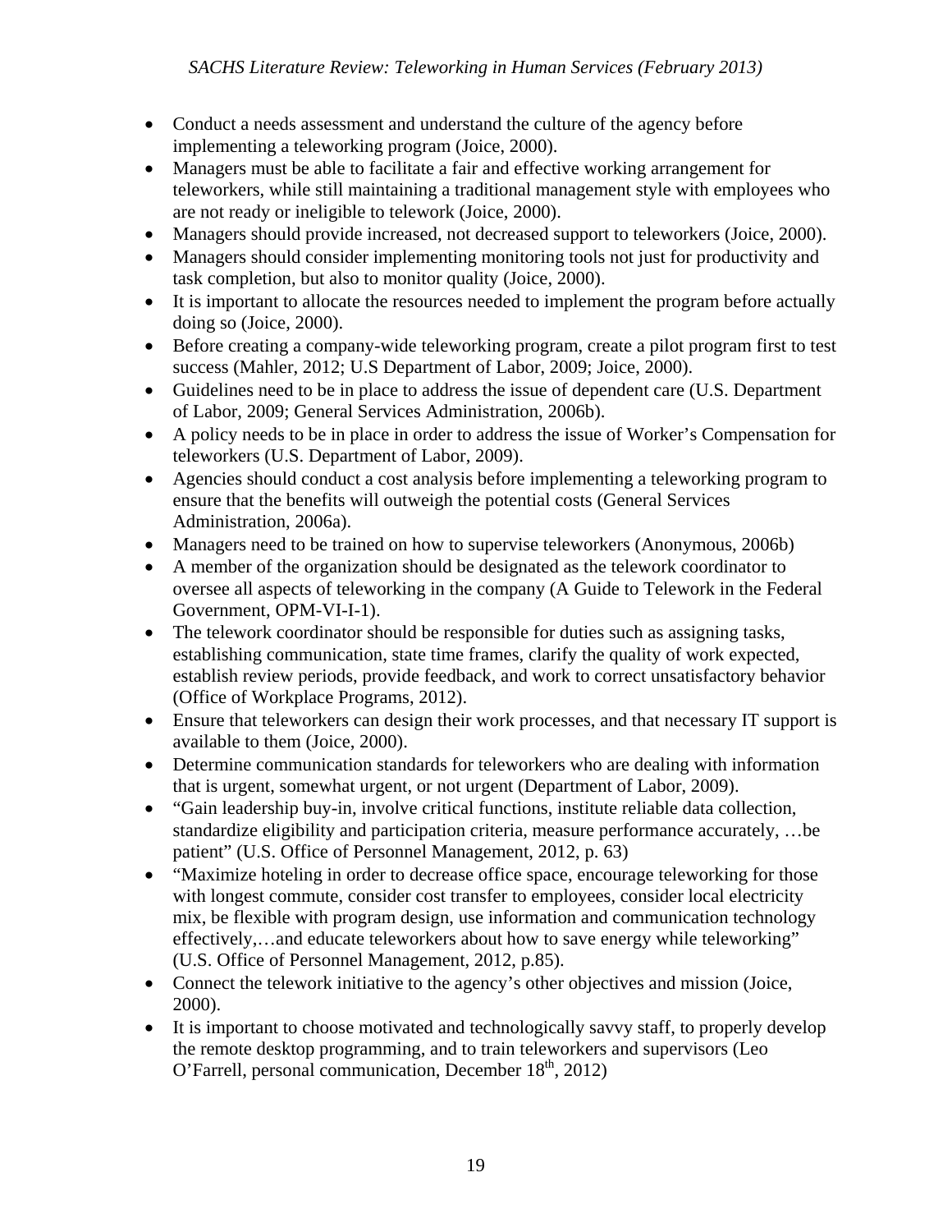- Conduct a needs assessment and understand the culture of the agency before implementing a teleworking program (Joice, 2000).
- Managers must be able to facilitate a fair and effective working arrangement for teleworkers, while still maintaining a traditional management style with employees who are not ready or ineligible to telework (Joice, 2000).
- Managers should provide increased, not decreased support to teleworkers (Joice, 2000).
- Managers should consider implementing monitoring tools not just for productivity and task completion, but also to monitor quality (Joice, 2000).
- It is important to allocate the resources needed to implement the program before actually doing so (Joice, 2000).
- Before creating a company-wide teleworking program, create a pilot program first to test success (Mahler, 2012; U.S Department of Labor, 2009; Joice, 2000).
- Guidelines need to be in place to address the issue of dependent care (U.S. Department of Labor, 2009; General Services Administration, 2006b).
- A policy needs to be in place in order to address the issue of Worker's Compensation for teleworkers (U.S. Department of Labor, 2009).
- Agencies should conduct a cost analysis before implementing a teleworking program to ensure that the benefits will outweigh the potential costs (General Services Administration, 2006a).
- Managers need to be trained on how to supervise teleworkers (Anonymous, 2006b)
- A member of the organization should be designated as the telework coordinator to oversee all aspects of teleworking in the company (A Guide to Telework in the Federal Government, OPM-VI-I-1).
- The telework coordinator should be responsible for duties such as assigning tasks, establishing communication, state time frames, clarify the quality of work expected, establish review periods, provide feedback, and work to correct unsatisfactory behavior (Office of Workplace Programs, 2012).
- Ensure that teleworkers can design their work processes, and that necessary IT support is available to them (Joice, 2000).
- Determine communication standards for teleworkers who are dealing with information that is urgent, somewhat urgent, or not urgent (Department of Labor, 2009).
- "Gain leadership buy-in, involve critical functions, institute reliable data collection, standardize eligibility and participation criteria, measure performance accurately, …be patient" (U.S. Office of Personnel Management, 2012, p. 63)
- "Maximize hoteling in order to decrease office space, encourage teleworking for those with longest commute, consider cost transfer to employees, consider local electricity mix, be flexible with program design, use information and communication technology effectively,…and educate teleworkers about how to save energy while teleworking" (U.S. Office of Personnel Management, 2012, p.85).
- Connect the telework initiative to the agency's other objectives and mission (Joice, 2000).
- It is important to choose motivated and technologically savvy staff, to properly develop the remote desktop programming, and to train teleworkers and supervisors (Leo O'Farrell, personal communication, December 18th, 2012)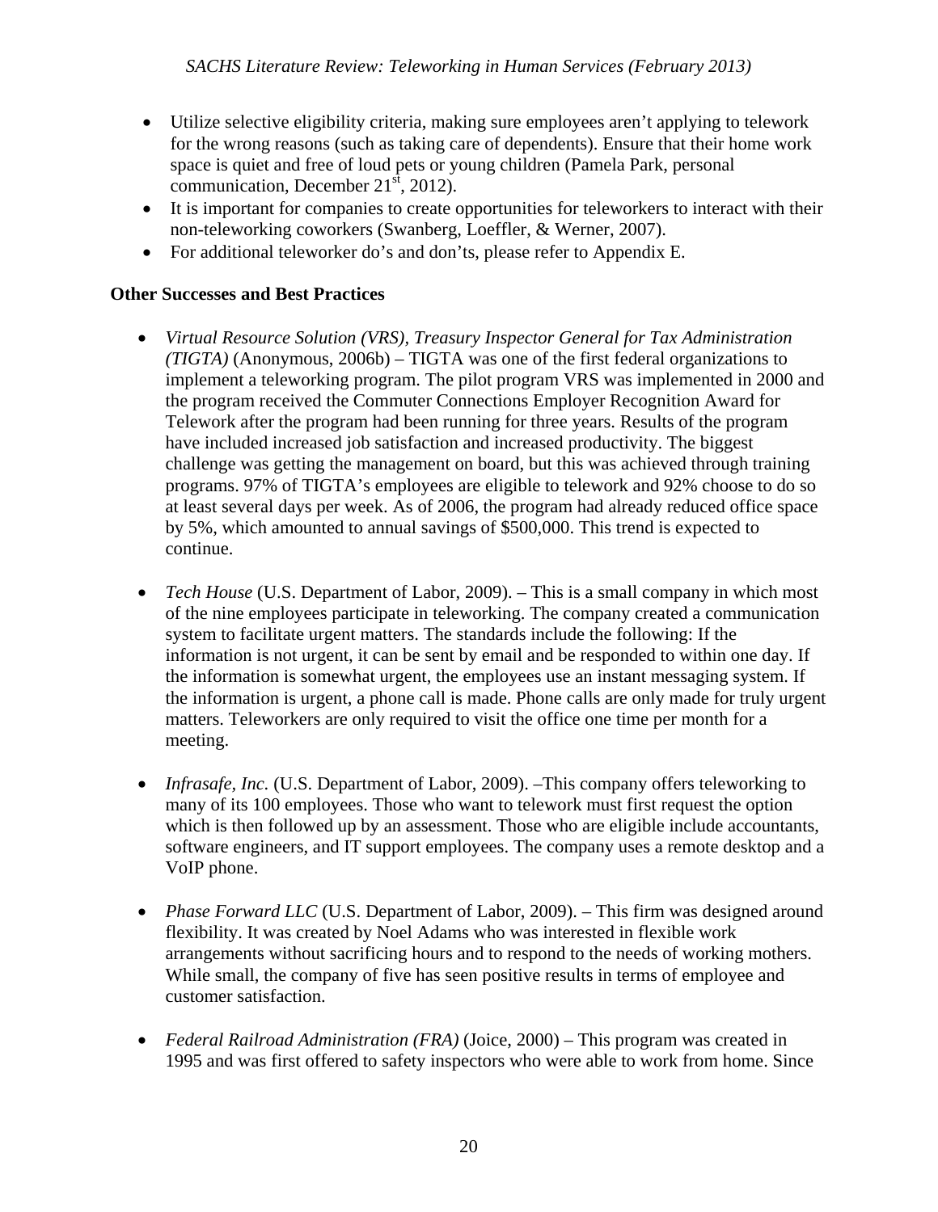- Utilize selective eligibility criteria, making sure employees aren't applying to telework for the wrong reasons (such as taking care of dependents). Ensure that their home work space is quiet and free of loud pets or young children (Pamela Park, personal communication, December 21st, 2012).
- It is important for companies to create opportunities for teleworkers to interact with their non-teleworking coworkers (Swanberg, Loeffler, & Werner, 2007).
- For additional teleworker do's and don'ts, please refer to Appendix E.

**Other Successes and Best Practices**

- *Virtual Resource Solution (VRS), Treasury Inspector General for Tax Administration (TIGTA)* (Anonymous, 2006b) – TIGTA was one of the first federal organizations to implement a teleworking program. The pilot program VRS was implemented in 2000 and the program received the Commuter Connections Employer Recognition Award for Telework after the program had been running for three years. Results of the program have included increased job satisfaction and increased productivity. The biggest challenge was getting the management on board, but this was achieved through training programs. 97% of TIGTA's employees are eligible to telework and 92% choose to do so at least several days per week. As of 2006, the program had already reduced office space by 5%, which amounted to annual savings of $500,000. This trend is expected to continue.

- *Tech House* (U.S. Department of Labor, 2009). – This is a small company in which most of the nine employees participate in teleworking. The company created a communication system to facilitate urgent matters. The standards include the following: If the information is not urgent, it can be sent by email and be responded to within one day. If the information is somewhat urgent, the employees use an instant messaging system. If the information is urgent, a phone call is made. Phone calls are only made for truly urgent matters. Teleworkers are only required to visit the office one time per month for a meeting.

- *Infrasafe, Inc.* (U.S. Department of Labor, 2009). –This company offers teleworking to many of its 100 employees. Those who want to telework must first request the option which is then followed up by an assessment. Those who are eligible include accountants, software engineers, and IT support employees. The company uses a remote desktop and a VoIP phone.

- *Phase Forward LLC* (U.S. Department of Labor, 2009). – This firm was designed around flexibility. It was created by Noel Adams who was interested in flexible work arrangements without sacrificing hours and to respond to the needs of working mothers. While small, the company of five has seen positive results in terms of employee and customer satisfaction.

- *Federal Railroad Administration (FRA)* (Joice, 2000) – This program was created in 1995 and was first offered to safety inspectors who were able to work from home. Since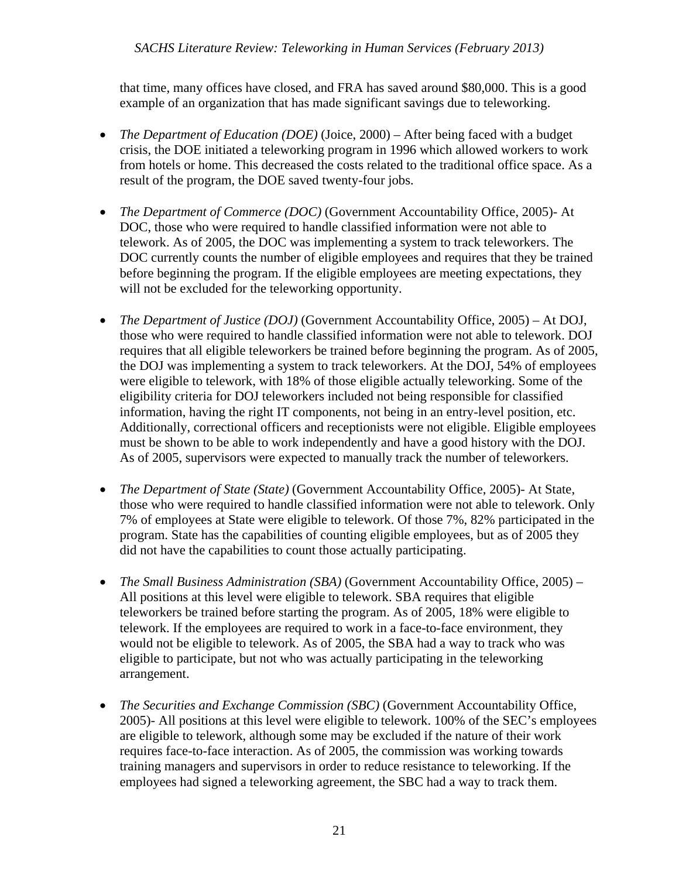that time, many offices have closed, and FRA has saved around $80,000. This is a good example of an organization that has made significant savings due to teleworking.

- *The Department of Education (DOE)* (Joice, 2000) – After being faced with a budget crisis, the DOE initiated a teleworking program in 1996 which allowed workers to work from hotels or home. This decreased the costs related to the traditional office space. As a result of the program, the DOE saved twenty-four jobs.

- *The Department of Commerce (DOC)* (Government Accountability Office, 2005)- At DOC, those who were required to handle classified information were not able to telework. As of 2005, the DOC was implementing a system to track teleworkers. The DOC currently counts the number of eligible employees and requires that they be trained before beginning the program. If the eligible employees are meeting expectations, they will not be excluded for the teleworking opportunity.

- *The Department of Justice (DOJ)* (Government Accountability Office, 2005) – At DOJ, those who were required to handle classified information were not able to telework. DOJ requires that all eligible teleworkers be trained before beginning the program. As of 2005, the DOJ was implementing a system to track teleworkers. At the DOJ, 54% of employees were eligible to telework, with 18% of those eligible actually teleworking. Some of the eligibility criteria for DOJ teleworkers included not being responsible for classified information, having the right IT components, not being in an entry-level position, etc. Additionally, correctional officers and receptionists were not eligible. Eligible employees must be shown to be able to work independently and have a good history with the DOJ. As of 2005, supervisors were expected to manually track the number of teleworkers.

- *The Department of State (State)* (Government Accountability Office, 2005)- At State, those who were required to handle classified information were not able to telework. Only 7% of employees at State were eligible to telework. Of those 7%, 82% participated in the program. State has the capabilities of counting eligible employees, but as of 2005 they did not have the capabilities to count those actually participating.

- *The Small Business Administration (SBA)* (Government Accountability Office, 2005) – All positions at this level were eligible to telework. SBA requires that eligible teleworkers be trained before starting the program. As of 2005, 18% were eligible to telework. If the employees are required to work in a face-to-face environment, they would not be eligible to telework. As of 2005, the SBA had a way to track who was eligible to participate, but not who was actually participating in the teleworking arrangement.

- *The Securities and Exchange Commission (SBC)* (Government Accountability Office, 2005)- All positions at this level were eligible to telework. 100% of the SEC's employees are eligible to telework, although some may be excluded if the nature of their work requires face-to-face interaction. As of 2005, the commission was working towards training managers and supervisors in order to reduce resistance to teleworking. If the employees had signed a teleworking agreement, the SBC had a way to track them.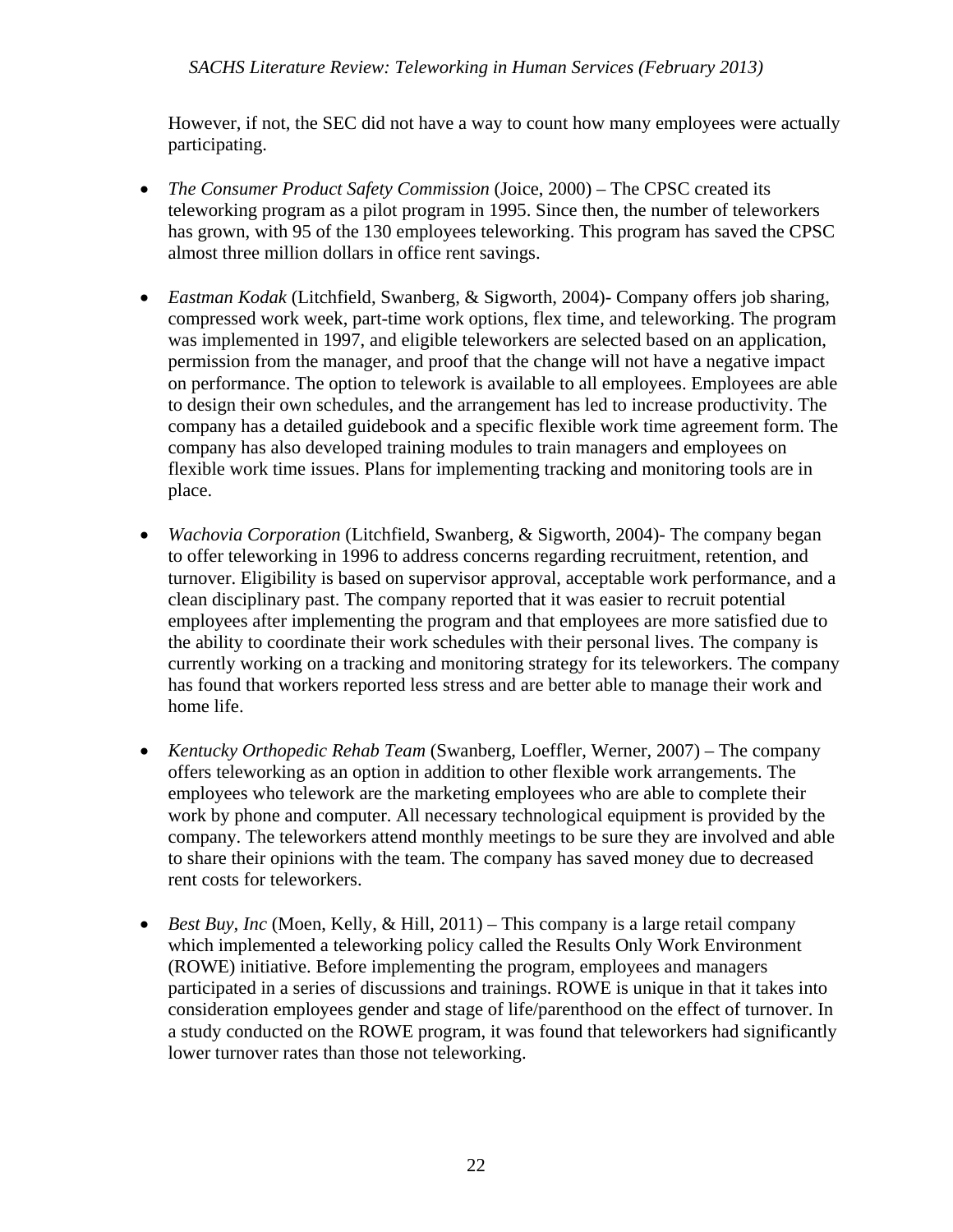However, if not, the SEC did not have a way to count how many employees were actually participating.

- *The Consumer Product Safety Commission* (Joice, 2000) – The CPSC created its teleworking program as a pilot program in 1995. Since then, the number of teleworkers has grown, with 95 of the 130 employees teleworking. This program has saved the CPSC almost three million dollars in office rent savings.

- *Eastman Kodak* (Litchfield, Swanberg, & Sigworth, 2004)- Company offers job sharing, compressed work week, part-time work options, flex time, and teleworking. The program was implemented in 1997, and eligible teleworkers are selected based on an application, permission from the manager, and proof that the change will not have a negative impact on performance. The option to telework is available to all employees. Employees are able to design their own schedules, and the arrangement has led to increase productivity. The company has a detailed guidebook and a specific flexible work time agreement form. The company has also developed training modules to train managers and employees on flexible work time issues. Plans for implementing tracking and monitoring tools are in place.

- *Wachovia Corporation* (Litchfield, Swanberg, & Sigworth, 2004)- The company began to offer teleworking in 1996 to address concerns regarding recruitment, retention, and turnover. Eligibility is based on supervisor approval, acceptable work performance, and a clean disciplinary past. The company reported that it was easier to recruit potential employees after implementing the program and that employees are more satisfied due to the ability to coordinate their work schedules with their personal lives. The company is currently working on a tracking and monitoring strategy for its teleworkers. The company has found that workers reported less stress and are better able to manage their work and home life.

- *Kentucky Orthopedic Rehab Team* (Swanberg, Loeffler, Werner, 2007) – The company offers teleworking as an option in addition to other flexible work arrangements. The employees who telework are the marketing employees who are able to complete their work by phone and computer. All necessary technological equipment is provided by the company. The teleworkers attend monthly meetings to be sure they are involved and able to share their opinions with the team. The company has saved money due to decreased rent costs for teleworkers.

- *Best Buy, Inc* (Moen, Kelly, & Hill, 2011) – This company is a large retail company which implemented a teleworking policy called the Results Only Work Environment (ROWE) initiative. Before implementing the program, employees and managers participated in a series of discussions and trainings. ROWE is unique in that it takes into consideration employees gender and stage of life/parenthood on the effect of turnover. In a study conducted on the ROWE program, it was found that teleworkers had significantly lower turnover rates than those not teleworking.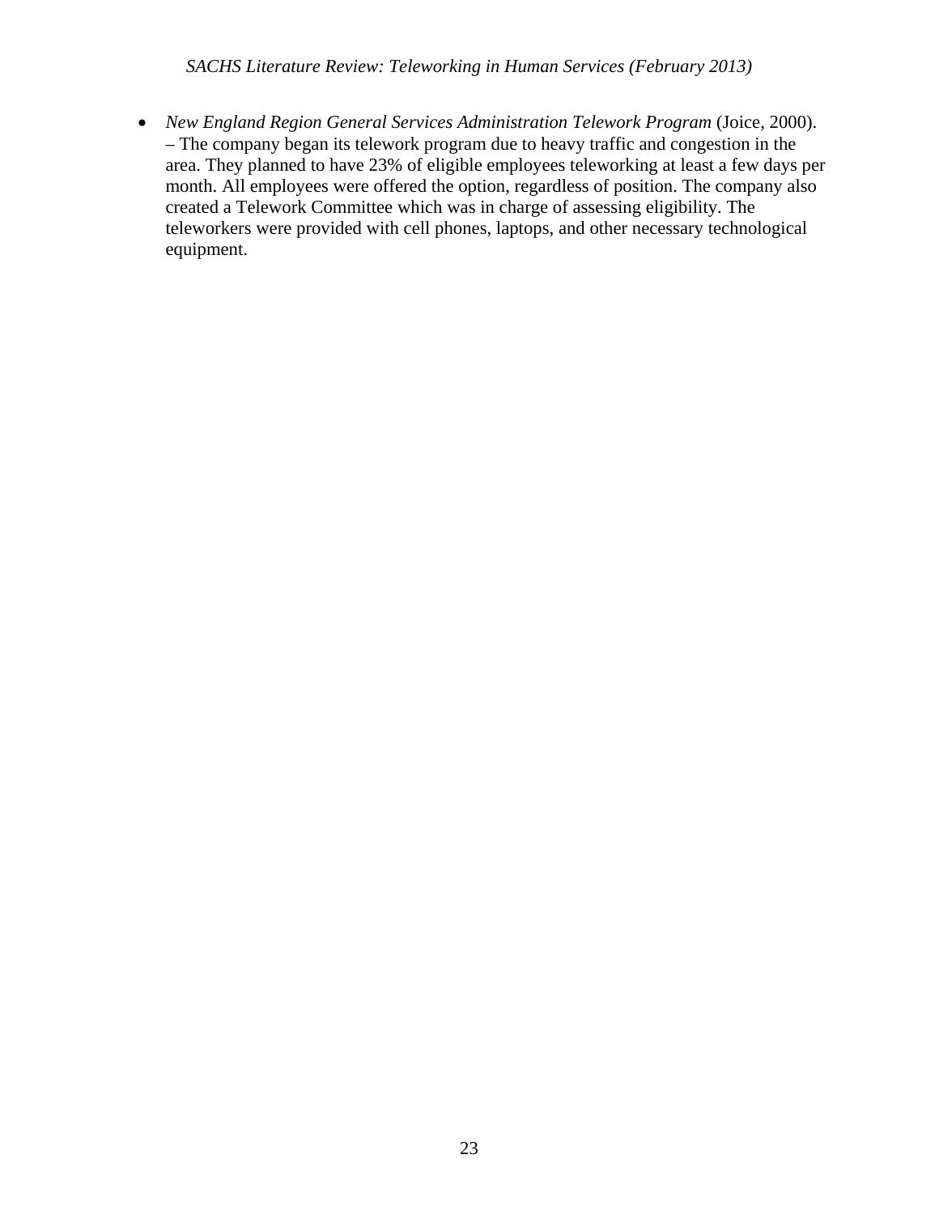- *New England Region General Services Administration Telework Program* (Joice, 2000). – The company began its telework program due to heavy traffic and congestion in the area. They planned to have 23% of eligible employees teleworking at least a few days per month. All employees were offered the option, regardless of position. The company also created a Telework Committee which was in charge of assessing eligibility. The teleworkers were provided with cell phones, laptops, and other necessary technological equipment.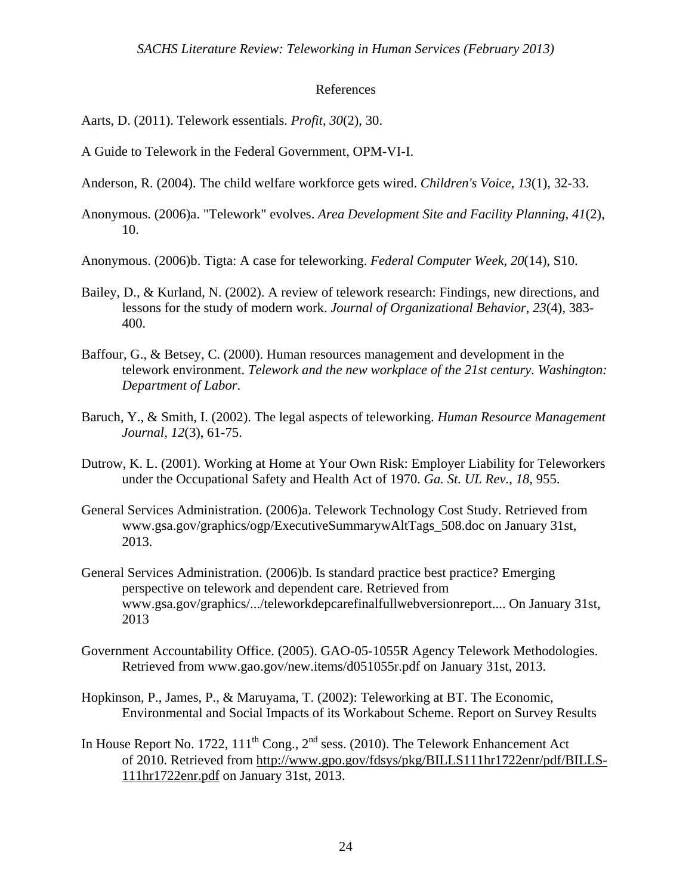## References

Aarts, D. (2011). Telework essentials. *Profit*, *30*(2), 30.

A Guide to Telework in the Federal Government, OPM-VI-I.

Anderson, R. (2004). The child welfare workforce gets wired. *Children's Voice*, *13*(1), 32-33.

Anonymous. (2006)a. "Telework" evolves. *Area Development Site and Facility Planning*, *41*(2), 10.

Anonymous. (2006)b. Tigta: A case for teleworking. *Federal Computer Week*, *20*(14), S10.

Bailey, D., & Kurland, N. (2002). A review of telework research: Findings, new directions, and lessons for the study of modern work. *Journal of Organizational Behavior*, *23*(4), 383-400.

Baffour, G., & Betsey, C. (2000). Human resources management and development in the telework environment. *Telework and the new workplace of the 21st century*. *Washington: Department of Labor*.

Baruch, Y., & Smith, I. (2002). The legal aspects of teleworking. *Human Resource Management Journal*, *12*(3), 61-75.

Dutrow, K. L. (2001). Working at Home at Your Own Risk: Employer Liability for Teleworkers under the Occupational Safety and Health Act of 1970. *Ga. St. UL Rev.*, *18*, 955.

General Services Administration. (2006)a. Telework Technology Cost Study. Retrieved from www.gsa.gov/graphics/ogp/ExecutiveSummarywAltTags_508.doc on January 31st, 2013.

General Services Administration. (2006)b. Is standard practice best practice? Emerging perspective on telework and dependent care. Retrieved from www.gsa.gov/graphics/.../teleworkdepcarefinalfullwebversionreport.... On January 31st, 2013

Government Accountability Office. (2005). GAO-05-1055R Agency Telework Methodologies. Retrieved from www.gao.gov/new.items/d051055r.pdf on January 31st, 2013.

Hopkinson, P., James, P., & Maruyama, T. (2002): Teleworking at BT. The Economic, Environmental and Social Impacts of its Workabout Scheme. Report on Survey Results

In House Report No. 1722, 111th Cong., 2nd sess. (2010). The Telework Enhancement Act of 2010. Retrieved from http://www.gpo.gov/fdsys/pkg/BILLS111hr1722enr/pdf/BILLS-111hr1722enr.pdf on January 31st, 2013.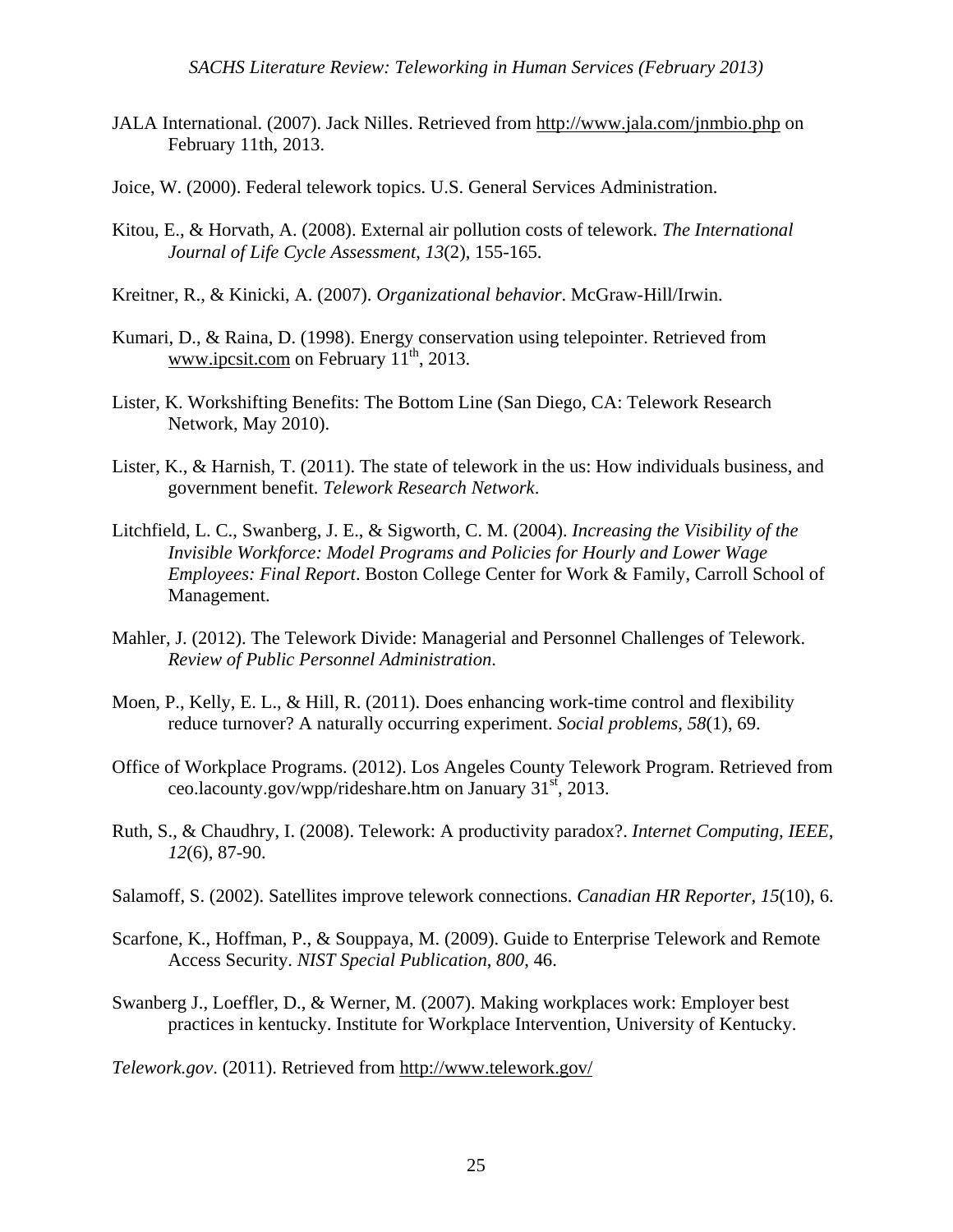JALA International. (2007). Jack Nilles. Retrieved from http://www.jala.com/jnmbio.php on February 11th, 2013.

Joice, W. (2000). Federal telework topics. U.S. General Services Administration.

Kitou, E., & Horvath, A. (2008). External air pollution costs of telework. *The International Journal of Life Cycle Assessment*, *13*(2), 155-165.

Kreitner, R., & Kinicki, A. (2007). *Organizational behavior*. McGraw-Hill/Irwin.

Kumari, D., & Raina, D. (1998). Energy conservation using telepointer. Retrieved from www.ipcsit.com on February 11th, 2013.

Lister, K. Workshifting Benefits: The Bottom Line (San Diego, CA: Telework Research Network, May 2010).

Lister, K., & Harnish, T. (2011). The state of telework in the us: How individuals business, and government benefit. *Telework Research Network*.

Litchfield, L. C., Swanberg, J. E., & Sigworth, C. M. (2004). *Increasing the Visibility of the Invisible Workforce: Model Programs and Policies for Hourly and Lower Wage Employees: Final Report*. Boston College Center for Work & Family, Carroll School of Management.

Mahler, J. (2012). The Telework Divide: Managerial and Personnel Challenges of Telework. *Review of Public Personnel Administration*.

Moen, P., Kelly, E. L., & Hill, R. (2011). Does enhancing work-time control and flexibility reduce turnover? A naturally occurring experiment. *Social problems*, *58*(1), 69.

Office of Workplace Programs. (2012). Los Angeles County Telework Program. Retrieved from ceo.lacounty.gov/wpp/rideshare.htm on January 31st, 2013.

Ruth, S., & Chaudhry, I. (2008). Telework: A productivity paradox?. *Internet Computing, IEEE*, *12*(6), 87-90.

Salamoff, S. (2002). Satellites improve telework connections. *Canadian HR Reporter*, *15*(10), 6.

Scarfone, K., Hoffman, P., & Souppaya, M. (2009). Guide to Enterprise Telework and Remote Access Security. *NIST Special Publication*, *800*, 46.

Swanberg J., Loeffler, D., & Werner, M. (2007). Making workplaces work: Employer best practices in kentucky. Institute for Workplace Intervention, University of Kentucky.

*Telework.gov*. (2011). Retrieved from http://www.telework.gov/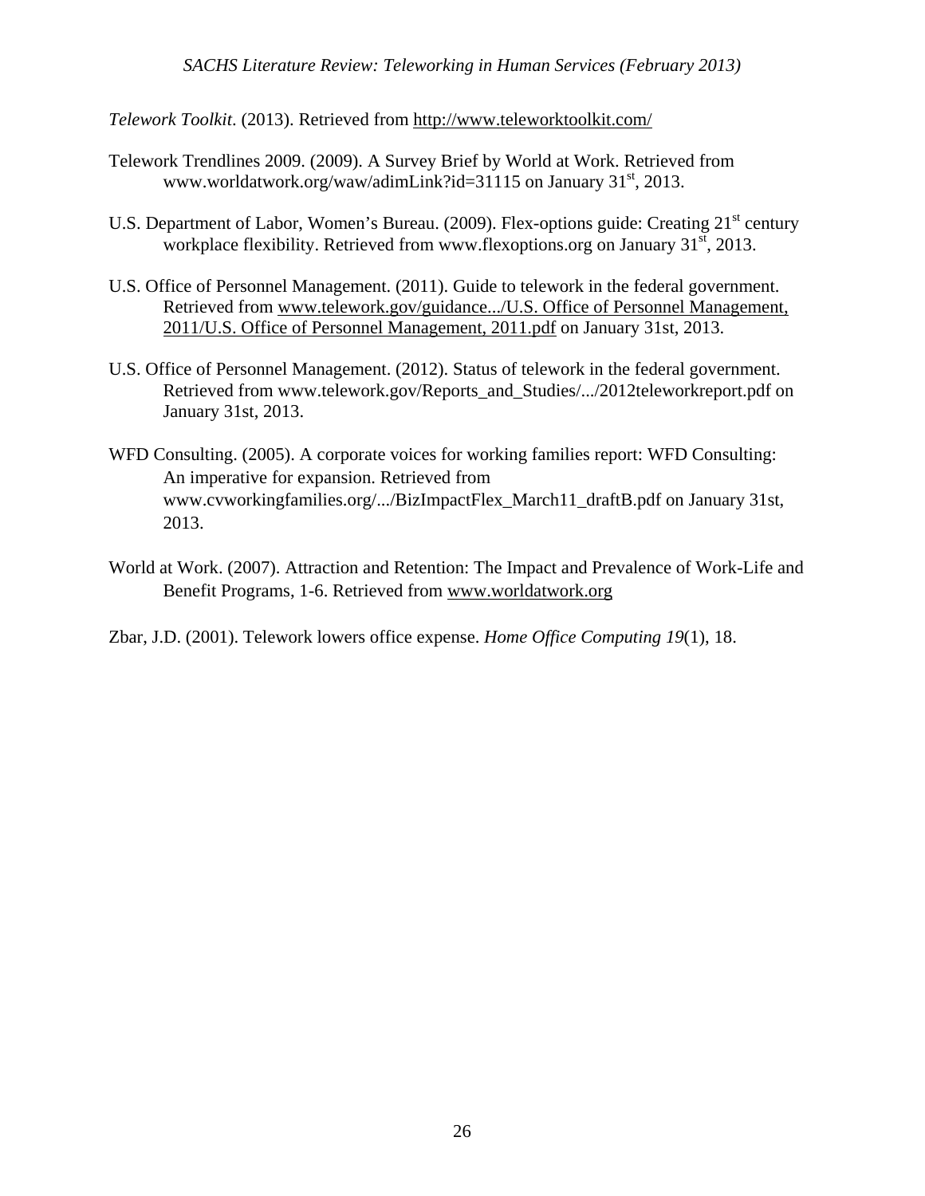*Telework Toolkit*. (2013). Retrieved from http://www.teleworktoolkit.com/

Telework Trendlines 2009. (2009). A Survey Brief by World at Work. Retrieved from www.worldatwork.org/waw/adimLink?id=31115 on January 31st, 2013.

U.S. Department of Labor, Women's Bureau. (2009). Flex-options guide: Creating 21st century workplace flexibility. Retrieved from www.flexoptions.org on January 31st, 2013.

U.S. Office of Personnel Management. (2011). Guide to telework in the federal government. Retrieved from www.telework.gov/guidance.../U.S. Office of Personnel Management, 2011/U.S. Office of Personnel Management, 2011.pdf on January 31st, 2013.

U.S. Office of Personnel Management. (2012). Status of telework in the federal government. Retrieved from www.telework.gov/Reports_and_Studies/.../2012teleworkreport.pdf on January 31st, 2013.

WFD Consulting. (2005). A corporate voices for working families report: WFD Consulting: An imperative for expansion. Retrieved from www.cvworkingfamilies.org/.../BizImpactFlex_March11_draftB.pdf on January 31st, 2013.

World at Work. (2007). Attraction and Retention: The Impact and Prevalence of Work-Life and Benefit Programs, 1-6. Retrieved from www.worldatwork.org

Zbar, J.D. (2001). Telework lowers office expense. *Home Office Computing 19*(1), 18.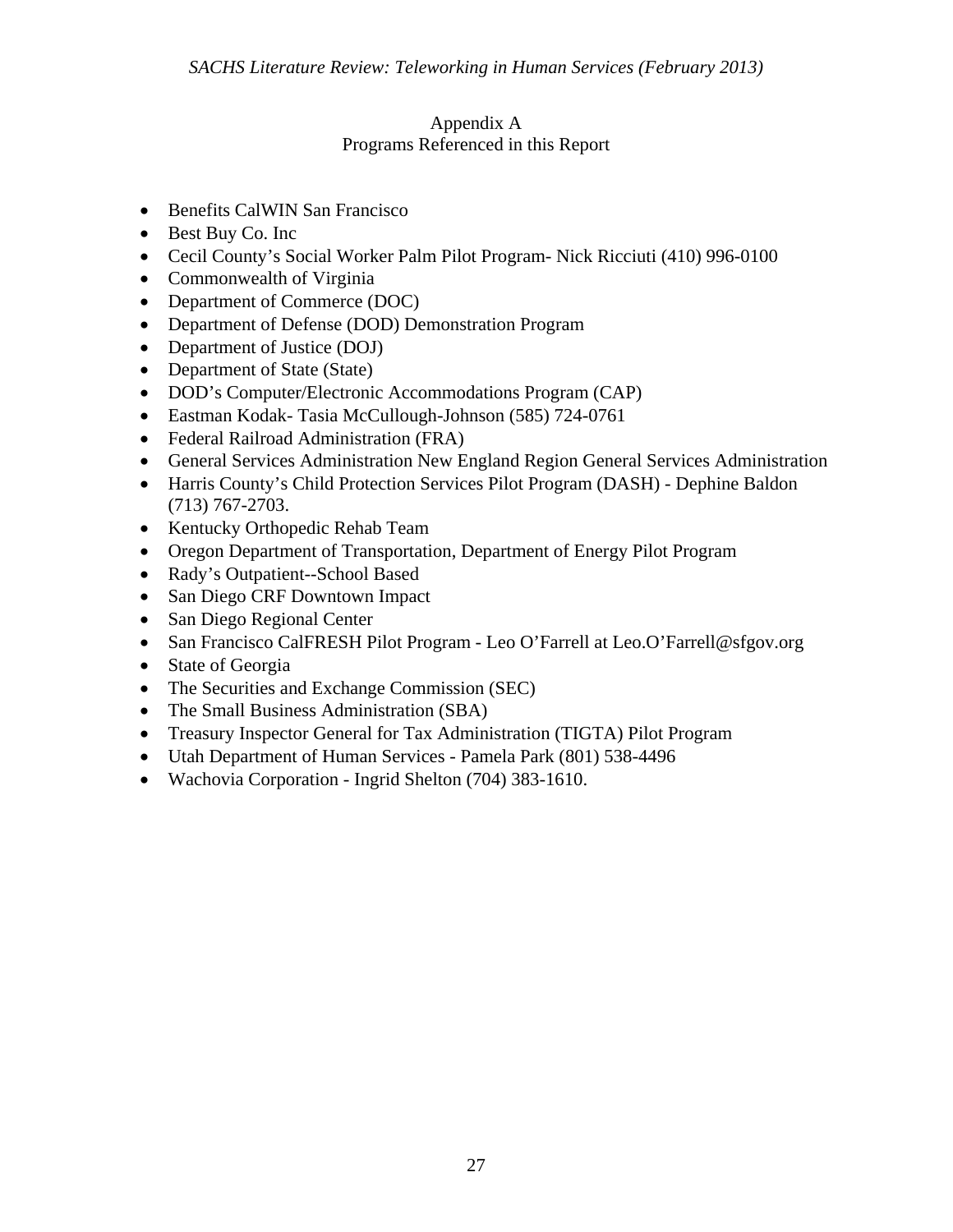## Appendix A
## Programs Referenced in this Report

- Benefits CalWIN San Francisco
- Best Buy Co. Inc
- Cecil County's Social Worker Palm Pilot Program- Nick Ricciuti (410) 996-0100
- Commonwealth of Virginia
- Department of Commerce (DOC)
- Department of Defense (DOD) Demonstration Program
- Department of Justice (DOJ)
- Department of State (State)
- DOD's Computer/Electronic Accommodations Program (CAP)
- Eastman Kodak- Tasia McCullough-Johnson (585) 724-0761
- Federal Railroad Administration (FRA)
- General Services Administration New England Region General Services Administration
- Harris County's Child Protection Services Pilot Program (DASH) - Dephine Baldon (713) 767-2703.
- Kentucky Orthopedic Rehab Team
- Oregon Department of Transportation, Department of Energy Pilot Program
- Rady's Outpatient--School Based
- San Diego CRF Downtown Impact
- San Diego Regional Center
- San Francisco CalFRESH Pilot Program - Leo O'Farrell at Leo.O'Farrell@sfgov.org
- State of Georgia
- The Securities and Exchange Commission (SEC)
- The Small Business Administration (SBA)
- Treasury Inspector General for Tax Administration (TIGTA) Pilot Program
- Utah Department of Human Services - Pamela Park (801) 538-4496
- Wachovia Corporation - Ingrid Shelton (704) 383-1610.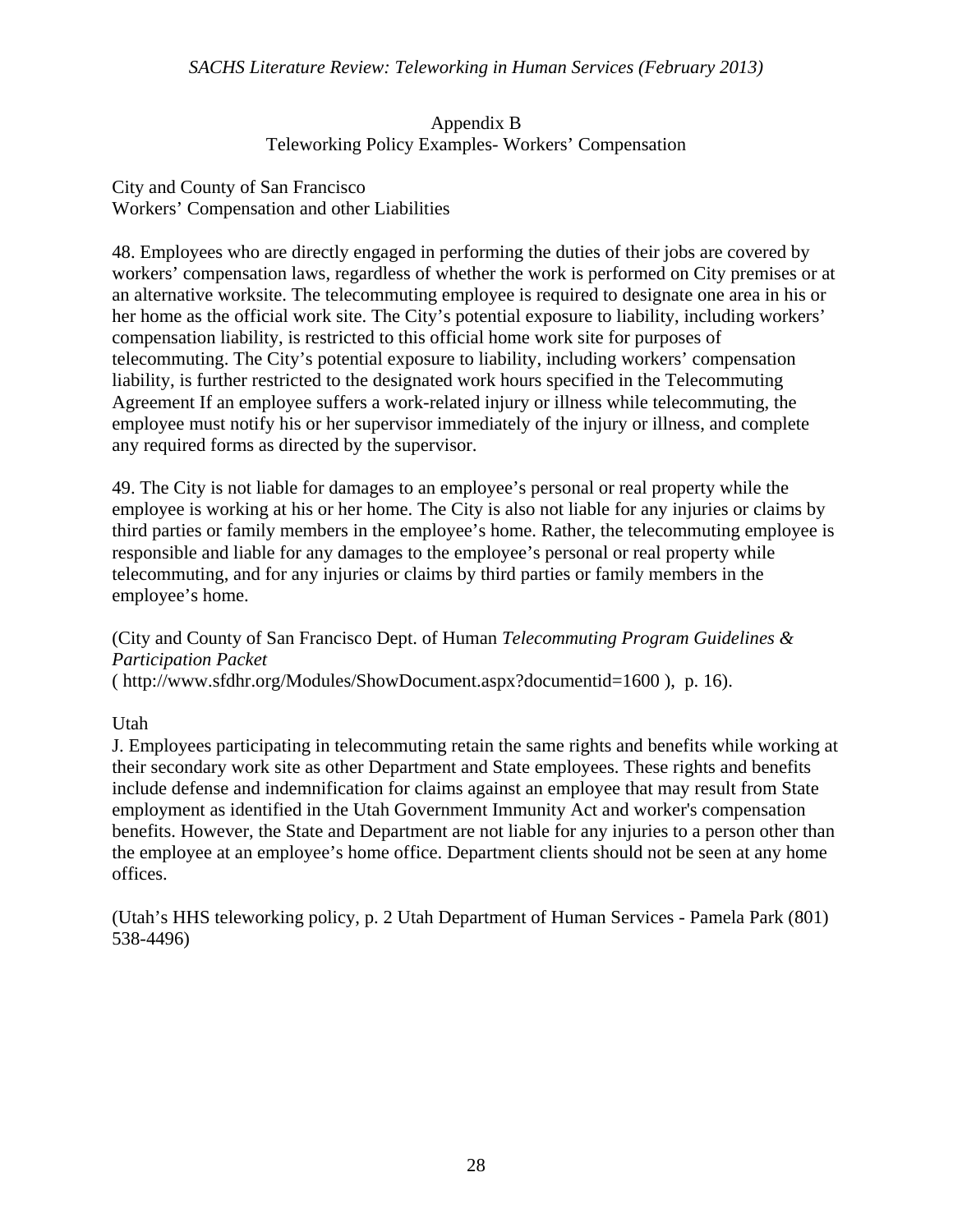## Appendix B
### Teleworking Policy Examples- Workers' Compensation

City and County of San Francisco
Workers' Compensation and other Liabilities

48. Employees who are directly engaged in performing the duties of their jobs are covered by workers' compensation laws, regardless of whether the work is performed on City premises or at an alternative worksite. The telecommuting employee is required to designate one area in his or her home as the official work site. The City's potential exposure to liability, including workers' compensation liability, is restricted to this official home work site for purposes of telecommuting. The City's potential exposure to liability, including workers' compensation liability, is further restricted to the designated work hours specified in the Telecommuting Agreement If an employee suffers a work-related injury or illness while telecommuting, the employee must notify his or her supervisor immediately of the injury or illness, and complete any required forms as directed by the supervisor.

49. The City is not liable for damages to an employee's personal or real property while the employee is working at his or her home. The City is also not liable for any injuries or claims by third parties or family members in the employee's home. Rather, the telecommuting employee is responsible and liable for any damages to the employee's personal or real property while telecommuting, and for any injuries or claims by third parties or family members in the employee's home.

(City and County of San Francisco Dept. of Human *Telecommuting Program Guidelines & Participation Packet*
( http://www.sfdhr.org/Modules/ShowDocument.aspx?documentid=1600 ), p. 16).

Utah
J. Employees participating in telecommuting retain the same rights and benefits while working at their secondary work site as other Department and State employees. These rights and benefits include defense and indemnification for claims against an employee that may result from State employment as identified in the Utah Government Immunity Act and worker's compensation benefits. However, the State and Department are not liable for any injuries to a person other than the employee at an employee's home office. Department clients should not be seen at any home offices.

(Utah's HHS teleworking policy, p. 2 Utah Department of Human Services - Pamela Park (801) 538-4496)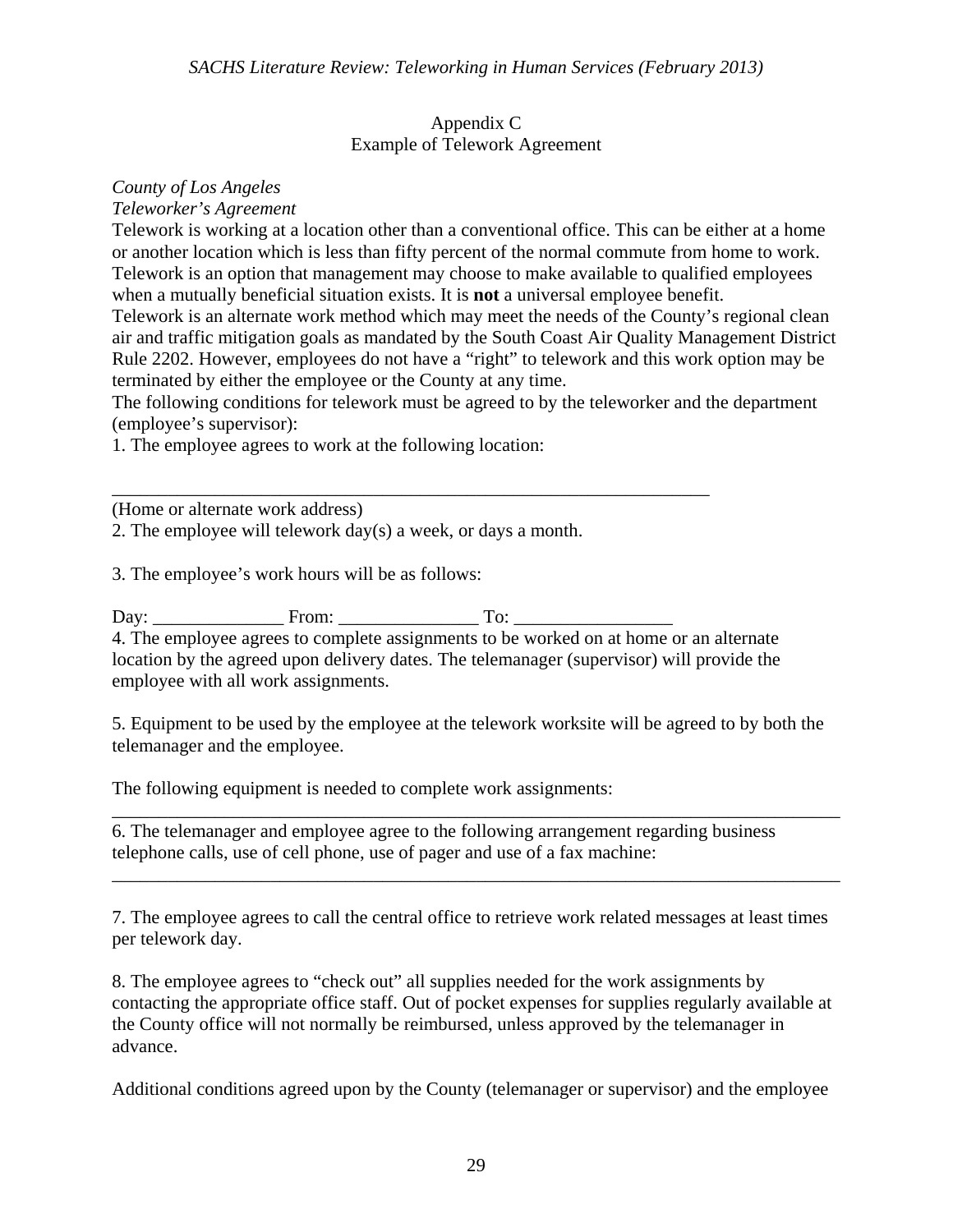Appendix C
Example of Telework Agreement

*County of Los Angeles*
*Teleworker's Agreement*

Telework is working at a location other than a conventional office. This can be either at a home or another location which is less than fifty percent of the normal commute from home to work. Telework is an option that management may choose to make available to qualified employees when a mutually beneficial situation exists. It is **not** a universal employee benefit.

Telework is an alternate work method which may meet the needs of the County's regional clean air and traffic mitigation goals as mandated by the South Coast Air Quality Management District Rule 2202. However, employees do not have a "right" to telework and this work option may be terminated by either the employee or the County at any time.

The following conditions for telework must be agreed to by the teleworker and the department (employee's supervisor):

1. The employee agrees to work at the following location:

_________________________________________________________________

(Home or alternate work address)

2. The employee will telework day(s) a week, or days a month.

3. The employee's work hours will be as follows:

Day: ______________ From: _______________ To: _________________

4. The employee agrees to complete assignments to be worked on at home or an alternate location by the agreed upon delivery dates. The telemanager (supervisor) will provide the employee with all work assignments.

5. Equipment to be used by the employee at the telework worksite will be agreed to by both the telemanager and the employee.

The following equipment is needed to complete work assignments:
_________________________________________________________________________

6. The telemanager and employee agree to the following arrangement regarding business telephone calls, use of cell phone, use of pager and use of a fax machine:
_________________________________________________________________________

7. The employee agrees to call the central office to retrieve work related messages at least times per telework day.

8. The employee agrees to "check out" all supplies needed for the work assignments by contacting the appropriate office staff. Out of pocket expenses for supplies regularly available at the County office will not normally be reimbursed, unless approved by the telemanager in advance.

Additional conditions agreed upon by the County (telemanager or supervisor) and the employee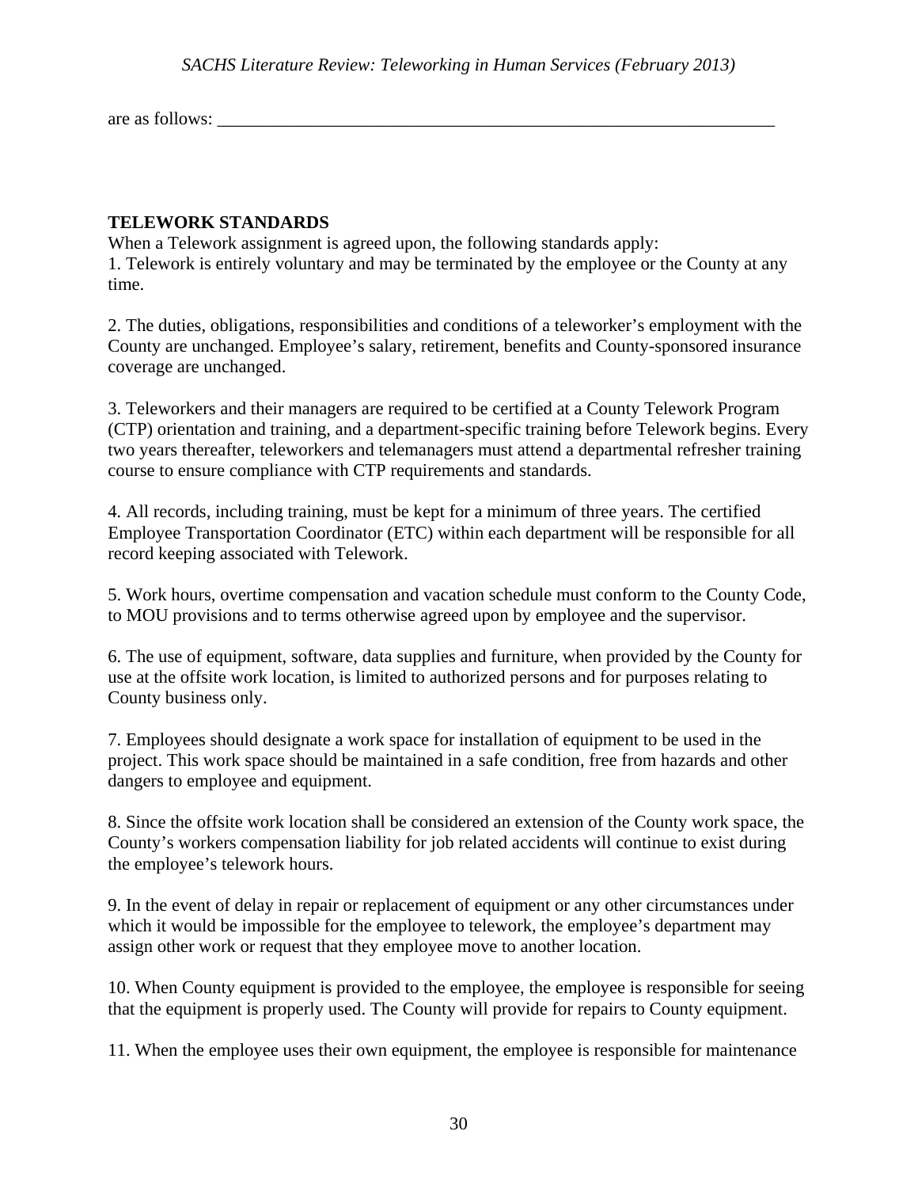are as follows: ___________________________________________________________________

**TELEWORK STANDARDS**

When a Telework assignment is agreed upon, the following standards apply:

1. Telework is entirely voluntary and may be terminated by the employee or the County at any time.

2. The duties, obligations, responsibilities and conditions of a teleworker's employment with the County are unchanged. Employee's salary, retirement, benefits and County-sponsored insurance coverage are unchanged.

3. Teleworkers and their managers are required to be certified at a County Telework Program (CTP) orientation and training, and a department-specific training before Telework begins. Every two years thereafter, teleworkers and telemanagers must attend a departmental refresher training course to ensure compliance with CTP requirements and standards.

4. All records, including training, must be kept for a minimum of three years. The certified Employee Transportation Coordinator (ETC) within each department will be responsible for all record keeping associated with Telework.

5. Work hours, overtime compensation and vacation schedule must conform to the County Code, to MOU provisions and to terms otherwise agreed upon by employee and the supervisor.

6. The use of equipment, software, data supplies and furniture, when provided by the County for use at the offsite work location, is limited to authorized persons and for purposes relating to County business only.

7. Employees should designate a work space for installation of equipment to be used in the project. This work space should be maintained in a safe condition, free from hazards and other dangers to employee and equipment.

8. Since the offsite work location shall be considered an extension of the County work space, the County's workers compensation liability for job related accidents will continue to exist during the employee's telework hours.

9. In the event of delay in repair or replacement of equipment or any other circumstances under which it would be impossible for the employee to telework, the employee's department may assign other work or request that they employee move to another location.

10. When County equipment is provided to the employee, the employee is responsible for seeing that the equipment is properly used. The County will provide for repairs to County equipment.

11. When the employee uses their own equipment, the employee is responsible for maintenance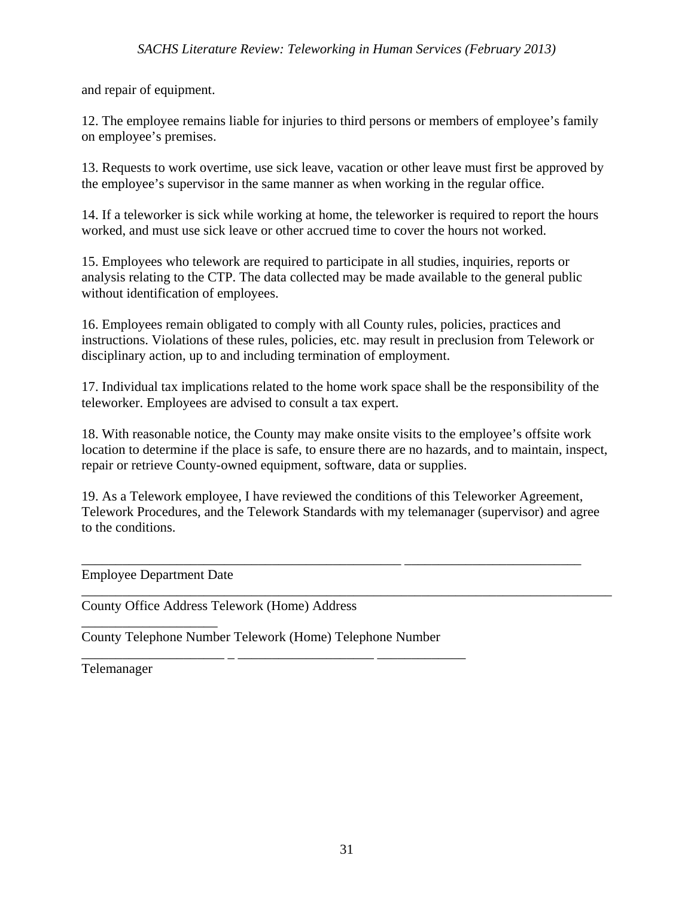and repair of equipment.

12. The employee remains liable for injuries to third persons or members of employee's family on employee's premises.

13. Requests to work overtime, use sick leave, vacation or other leave must first be approved by the employee's supervisor in the same manner as when working in the regular office.

14. If a teleworker is sick while working at home, the teleworker is required to report the hours worked, and must use sick leave or other accrued time to cover the hours not worked.

15. Employees who telework are required to participate in all studies, inquiries, reports or analysis relating to the CTP. The data collected may be made available to the general public without identification of employees.

16. Employees remain obligated to comply with all County rules, policies, practices and instructions. Violations of these rules, policies, etc. may result in preclusion from Telework or disciplinary action, up to and including termination of employment.

17. Individual tax implications related to the home work space shall be the responsibility of the teleworker. Employees are advised to consult a tax expert.

18. With reasonable notice, the County may make onsite visits to the employee's offsite work location to determine if the place is safe, to ensure there are no hazards, and to maintain, inspect, repair or retrieve County-owned equipment, software, data or supplies.

19. As a Telework employee, I have reviewed the conditions of this Teleworker Agreement, Telework Procedures, and the Telework Standards with my telemanager (supervisor) and agree to the conditions.

_________________________________________________ ___________________________

Employee Department Date

__________________________________________________________________________________

County Office Address Telework (Home) Address

_____________________

County Telephone Number Telework (Home) Telephone Number

_____________________ _ ____________________ _____________

Telemanager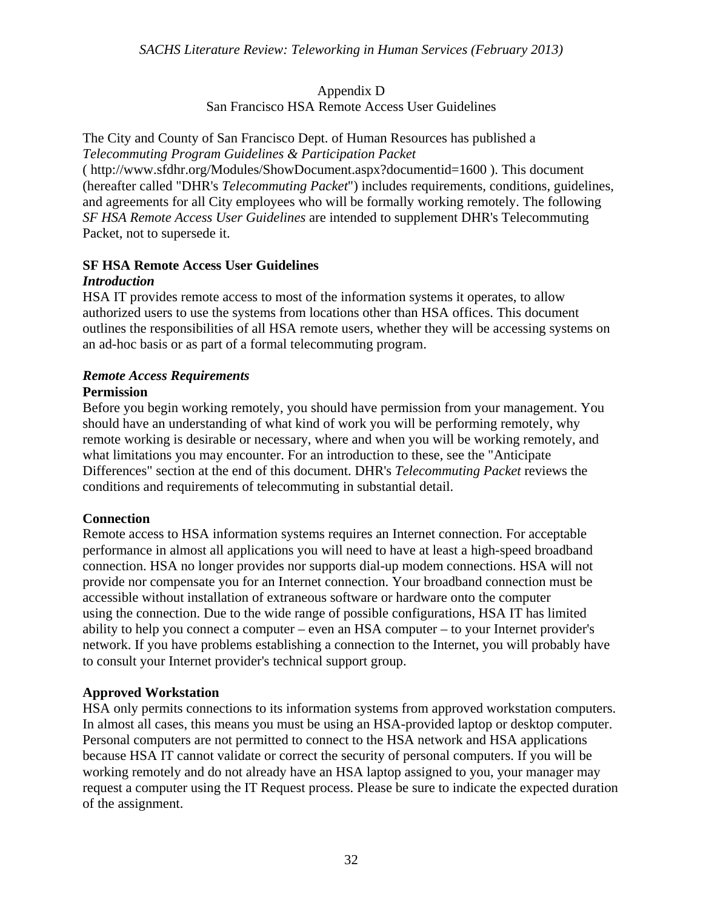Appendix D
San Francisco HSA Remote Access User Guidelines

The City and County of San Francisco Dept. of Human Resources has published a *Telecommuting Program Guidelines & Participation Packet* ( http://www.sfdhr.org/Modules/ShowDocument.aspx?documentid=1600 ). This document (hereafter called "DHR's *Telecommuting Packet*") includes requirements, conditions, guidelines, and agreements for all City employees who will be formally working remotely. The following *SF HSA Remote Access User Guidelines* are intended to supplement DHR's Telecommuting Packet, not to supersede it.

## SF HSA Remote Access User Guidelines

### *Introduction*

HSA IT provides remote access to most of the information systems it operates, to allow authorized users to use the systems from locations other than HSA offices. This document outlines the responsibilities of all HSA remote users, whether they will be accessing systems on an ad-hoc basis or as part of a formal telecommuting program.

### *Remote Access Requirements*

#### Permission

Before you begin working remotely, you should have permission from your management. You should have an understanding of what kind of work you will be performing remotely, why remote working is desirable or necessary, where and when you will be working remotely, and what limitations you may encounter. For an introduction to these, see the "Anticipate Differences" section at the end of this document. DHR's *Telecommuting Packet* reviews the conditions and requirements of telecommuting in substantial detail.

#### Connection

Remote access to HSA information systems requires an Internet connection. For acceptable performance in almost all applications you will need to have at least a high-speed broadband connection. HSA no longer provides nor supports dial-up modem connections. HSA will not provide nor compensate you for an Internet connection. Your broadband connection must be accessible without installation of extraneous software or hardware onto the computer using the connection. Due to the wide range of possible configurations, HSA IT has limited ability to help you connect a computer – even an HSA computer – to your Internet provider's network. If you have problems establishing a connection to the Internet, you will probably have to consult your Internet provider's technical support group.

#### Approved Workstation

HSA only permits connections to its information systems from approved workstation computers. In almost all cases, this means you must be using an HSA-provided laptop or desktop computer. Personal computers are not permitted to connect to the HSA network and HSA applications because HSA IT cannot validate or correct the security of personal computers. If you will be working remotely and do not already have an HSA laptop assigned to you, your manager may request a computer using the IT Request process. Please be sure to indicate the expected duration of the assignment.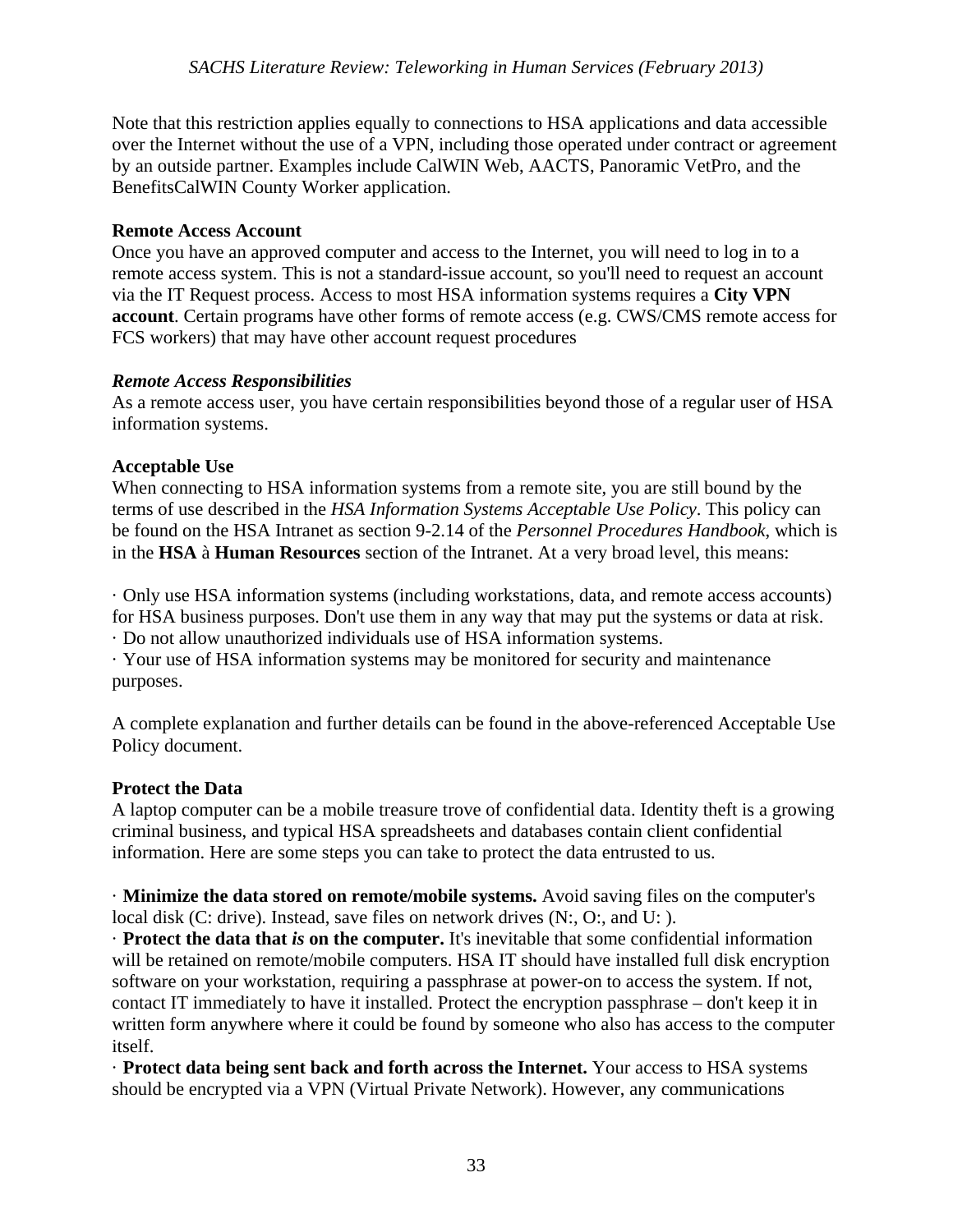Note that this restriction applies equally to connections to HSA applications and data accessible over the Internet without the use of a VPN, including those operated under contract or agreement by an outside partner. Examples include CalWIN Web, AACTS, Panoramic VetPro, and the BenefitsCalWIN County Worker application.

**Remote Access Account**
Once you have an approved computer and access to the Internet, you will need to log in to a remote access system. This is not a standard-issue account, so you'll need to request an account via the IT Request process. Access to most HSA information systems requires a **City VPN account**. Certain programs have other forms of remote access (e.g. CWS/CMS remote access for FCS workers) that may have other account request procedures

***Remote Access Responsibilities***
As a remote access user, you have certain responsibilities beyond those of a regular user of HSA information systems.

**Acceptable Use**
When connecting to HSA information systems from a remote site, you are still bound by the terms of use described in the *HSA Information Systems Acceptable Use Policy*. This policy can be found on the HSA Intranet as section 9-2.14 of the *Personnel Procedures Handbook*, which is in the **HSA** à **Human Resources** section of the Intranet. At a very broad level, this means:

· Only use HSA information systems (including workstations, data, and remote access accounts) for HSA business purposes. Don't use them in any way that may put the systems or data at risk.
· Do not allow unauthorized individuals use of HSA information systems.
· Your use of HSA information systems may be monitored for security and maintenance purposes.

A complete explanation and further details can be found in the above-referenced Acceptable Use Policy document.

**Protect the Data**
A laptop computer can be a mobile treasure trove of confidential data. Identity theft is a growing criminal business, and typical HSA spreadsheets and databases contain client confidential information. Here are some steps you can take to protect the data entrusted to us.

· **Minimize the data stored on remote/mobile systems.** Avoid saving files on the computer's local disk (C: drive). Instead, save files on network drives (N:, O:, and U: ).
· **Protect the data that *is* on the computer.** It's inevitable that some confidential information will be retained on remote/mobile computers. HSA IT should have installed full disk encryption software on your workstation, requiring a passphrase at power-on to access the system. If not, contact IT immediately to have it installed. Protect the encryption passphrase – don't keep it in written form anywhere where it could be found by someone who also has access to the computer itself.
· **Protect data being sent back and forth across the Internet.** Your access to HSA systems should be encrypted via a VPN (Virtual Private Network). However, any communications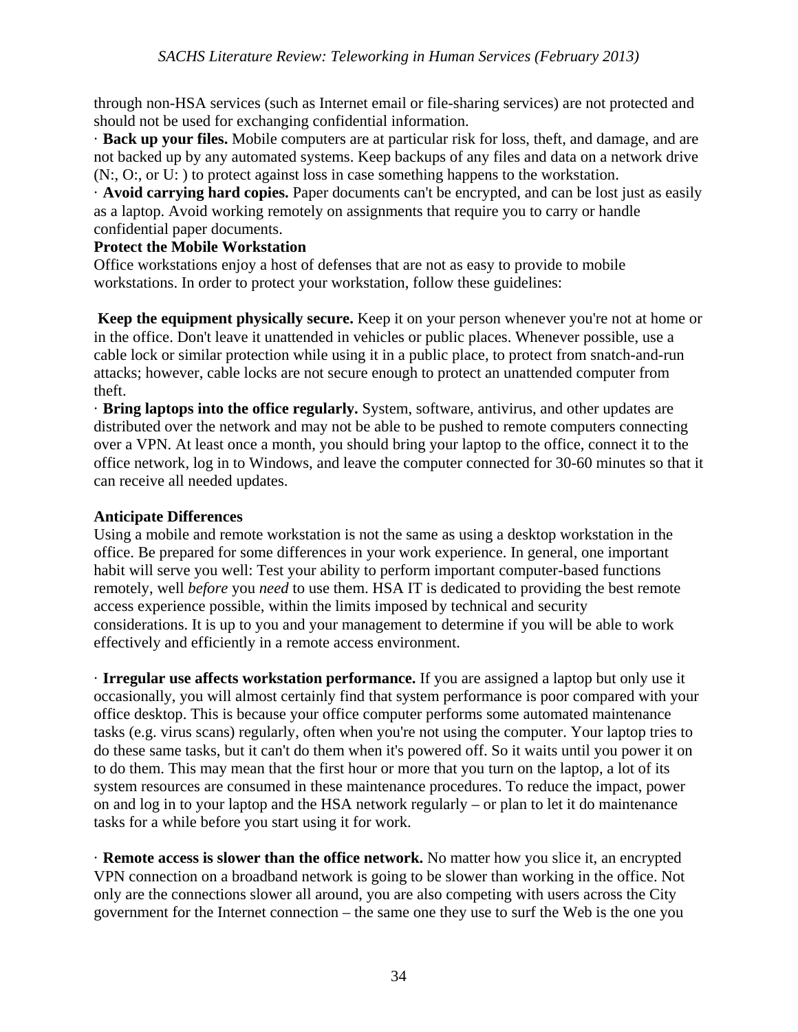through non-HSA services (such as Internet email or file-sharing services) are not protected and should not be used for exchanging confidential information.

· **Back up your files.** Mobile computers are at particular risk for loss, theft, and damage, and are not backed up by any automated systems. Keep backups of any files and data on a network drive (N:, O:, or U: ) to protect against loss in case something happens to the workstation.

· **Avoid carrying hard copies.** Paper documents can't be encrypted, and can be lost just as easily as a laptop. Avoid working remotely on assignments that require you to carry or handle confidential paper documents.

**Protect the Mobile Workstation**

Office workstations enjoy a host of defenses that are not as easy to provide to mobile workstations. In order to protect your workstation, follow these guidelines:

**Keep the equipment physically secure.** Keep it on your person whenever you're not at home or in the office. Don't leave it unattended in vehicles or public places. Whenever possible, use a cable lock or similar protection while using it in a public place, to protect from snatch-and-run attacks; however, cable locks are not secure enough to protect an unattended computer from theft.

· **Bring laptops into the office regularly.** System, software, antivirus, and other updates are distributed over the network and may not be able to be pushed to remote computers connecting over a VPN. At least once a month, you should bring your laptop to the office, connect it to the office network, log in to Windows, and leave the computer connected for 30-60 minutes so that it can receive all needed updates.

**Anticipate Differences**

Using a mobile and remote workstation is not the same as using a desktop workstation in the office. Be prepared for some differences in your work experience. In general, one important habit will serve you well: Test your ability to perform important computer-based functions remotely, well *before* you *need* to use them. HSA IT is dedicated to providing the best remote access experience possible, within the limits imposed by technical and security considerations. It is up to you and your management to determine if you will be able to work effectively and efficiently in a remote access environment.

· **Irregular use affects workstation performance.** If you are assigned a laptop but only use it occasionally, you will almost certainly find that system performance is poor compared with your office desktop. This is because your office computer performs some automated maintenance tasks (e.g. virus scans) regularly, often when you're not using the computer. Your laptop tries to do these same tasks, but it can't do them when it's powered off. So it waits until you power it on to do them. This may mean that the first hour or more that you turn on the laptop, a lot of its system resources are consumed in these maintenance procedures. To reduce the impact, power on and log in to your laptop and the HSA network regularly – or plan to let it do maintenance tasks for a while before you start using it for work.

· **Remote access is slower than the office network.** No matter how you slice it, an encrypted VPN connection on a broadband network is going to be slower than working in the office. Not only are the connections slower all around, you are also competing with users across the City government for the Internet connection – the same one they use to surf the Web is the one you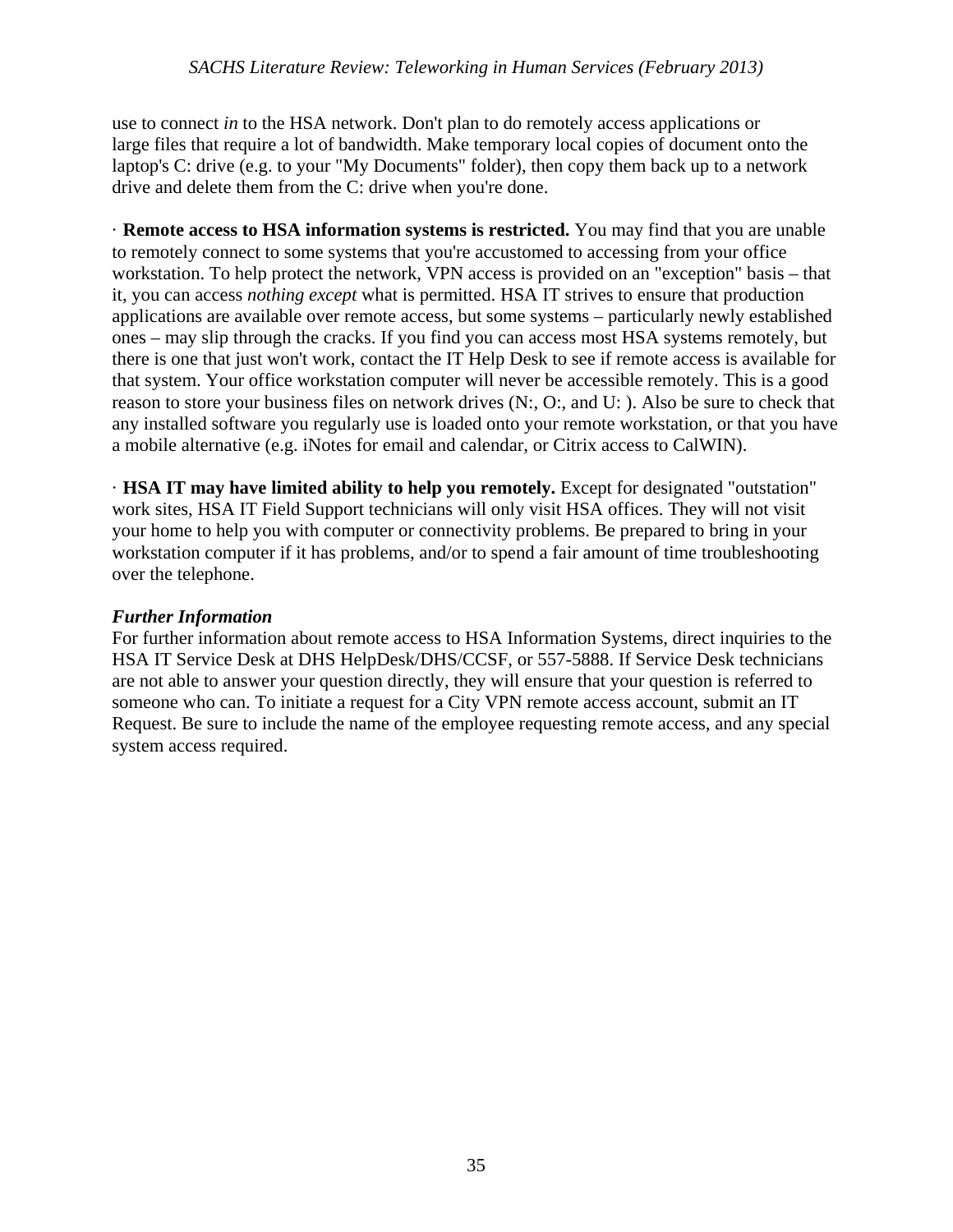use to connect *in* to the HSA network. Don't plan to do remotely access applications or large files that require a lot of bandwidth. Make temporary local copies of document onto the laptop's C: drive (e.g. to your "My Documents" folder), then copy them back up to a network drive and delete them from the C: drive when you're done.

· **Remote access to HSA information systems is restricted.** You may find that you are unable to remotely connect to some systems that you're accustomed to accessing from your office workstation. To help protect the network, VPN access is provided on an "exception" basis – that it, you can access *nothing except* what is permitted. HSA IT strives to ensure that production applications are available over remote access, but some systems – particularly newly established ones – may slip through the cracks. If you find you can access most HSA systems remotely, but there is one that just won't work, contact the IT Help Desk to see if remote access is available for that system. Your office workstation computer will never be accessible remotely. This is a good reason to store your business files on network drives (N:, O:, and U: ). Also be sure to check that any installed software you regularly use is loaded onto your remote workstation, or that you have a mobile alternative (e.g. iNotes for email and calendar, or Citrix access to CalWIN).

· **HSA IT may have limited ability to help you remotely.** Except for designated "outstation" work sites, HSA IT Field Support technicians will only visit HSA offices. They will not visit your home to help you with computer or connectivity problems. Be prepared to bring in your workstation computer if it has problems, and/or to spend a fair amount of time troubleshooting over the telephone.

***Further Information***

For further information about remote access to HSA Information Systems, direct inquiries to the HSA IT Service Desk at DHS HelpDesk/DHS/CCSF, or 557-5888. If Service Desk technicians are not able to answer your question directly, they will ensure that your question is referred to someone who can. To initiate a request for a City VPN remote access account, submit an IT Request. Be sure to include the name of the employee requesting remote access, and any special system access required.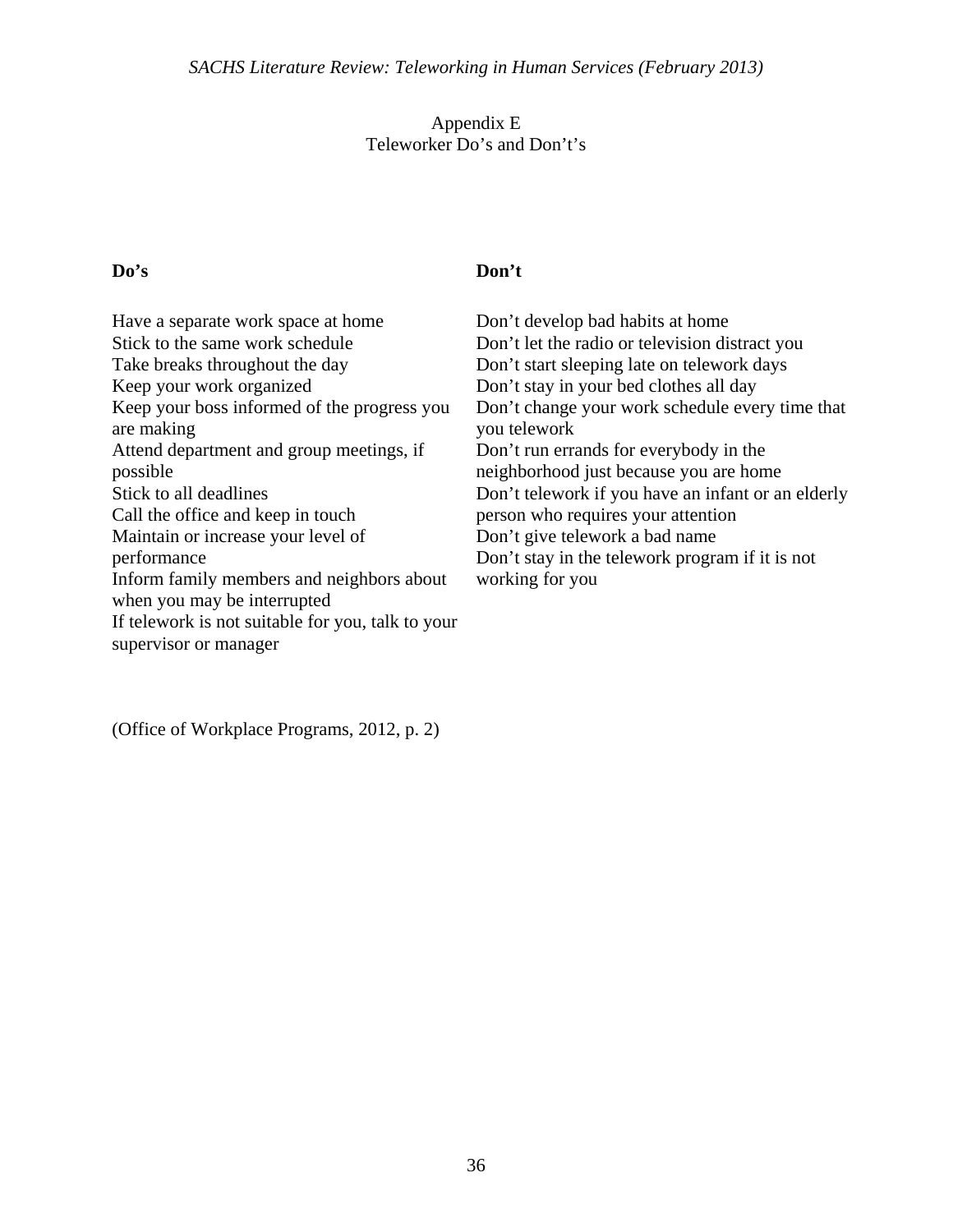# Appendix E
## Teleworker Do's and Don't's

**Do's**

- Have a separate work space at home
- Stick to the same work schedule
- Take breaks throughout the day
- Keep your work organized
- Keep your boss informed of the progress you are making
- Attend department and group meetings, if possible
- Stick to all deadlines
- Call the office and keep in touch
- Maintain or increase your level of performance
- Inform family members and neighbors about when you may be interrupted
- If telework is not suitable for you, talk to your supervisor or manager

**Don't**

- Don't develop bad habits at home
- Don't let the radio or television distract you
- Don't start sleeping late on telework days
- Don't stay in your bed clothes all day
- Don't change your work schedule every time that you telework
- Don't run errands for everybody in the neighborhood just because you are home
- Don't telework if you have an infant or an elderly person who requires your attention
- Don't give telework a bad name
- Don't stay in the telework program if it is not working for you

(Office of Workplace Programs, 2012, p. 2)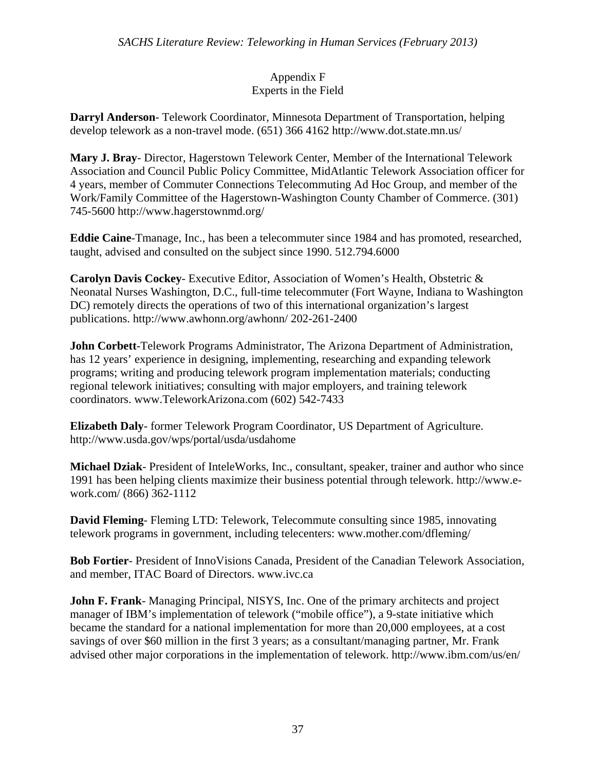Appendix F

Experts in the Field

**Darryl Anderson**- Telework Coordinator, Minnesota Department of Transportation, helping develop telework as a non-travel mode. (651) 366 4162 http://www.dot.state.mn.us/

**Mary J. Bray**- Director, Hagerstown Telework Center, Member of the International Telework Association and Council Public Policy Committee, MidAtlantic Telework Association officer for 4 years, member of Commuter Connections Telecommuting Ad Hoc Group, and member of the Work/Family Committee of the Hagerstown-Washington County Chamber of Commerce. (301) 745-5600 http://www.hagerstownmd.org/

**Eddie Caine**-Tmanage, Inc., has been a telecommuter since 1984 and has promoted, researched, taught, advised and consulted on the subject since 1990. 512.794.6000

**Carolyn Davis Cockey**- Executive Editor, Association of Women's Health, Obstetric & Neonatal Nurses Washington, D.C., full-time telecommuter (Fort Wayne, Indiana to Washington DC) remotely directs the operations of two of this international organization's largest publications. http://www.awhonn.org/awhonn/ 202-261-2400

**John Corbett**-Telework Programs Administrator, The Arizona Department of Administration, has 12 years' experience in designing, implementing, researching and expanding telework programs; writing and producing telework program implementation materials; conducting regional telework initiatives; consulting with major employers, and training telework coordinators. www.TeleworkArizona.com (602) 542-7433

**Elizabeth Daly**- former Telework Program Coordinator, US Department of Agriculture. http://www.usda.gov/wps/portal/usda/usdahome

**Michael Dziak**- President of InteleWorks, Inc., consultant, speaker, trainer and author who since 1991 has been helping clients maximize their business potential through telework. http://www.e-work.com/ (866) 362-1112

**David Fleming**- Fleming LTD: Telework, Telecommute consulting since 1985, innovating telework programs in government, including telecenters: www.mother.com/dfleming/

**Bob Fortier**- President of InnoVisions Canada, President of the Canadian Telework Association, and member, ITAC Board of Directors. www.ivc.ca

**John F. Frank**- Managing Principal, NISYS, Inc. One of the primary architects and project manager of IBM's implementation of telework ("mobile office"), a 9-state initiative which became the standard for a national implementation for more than 20,000 employees, at a cost savings of over $60 million in the first 3 years; as a consultant/managing partner, Mr. Frank advised other major corporations in the implementation of telework. http://www.ibm.com/us/en/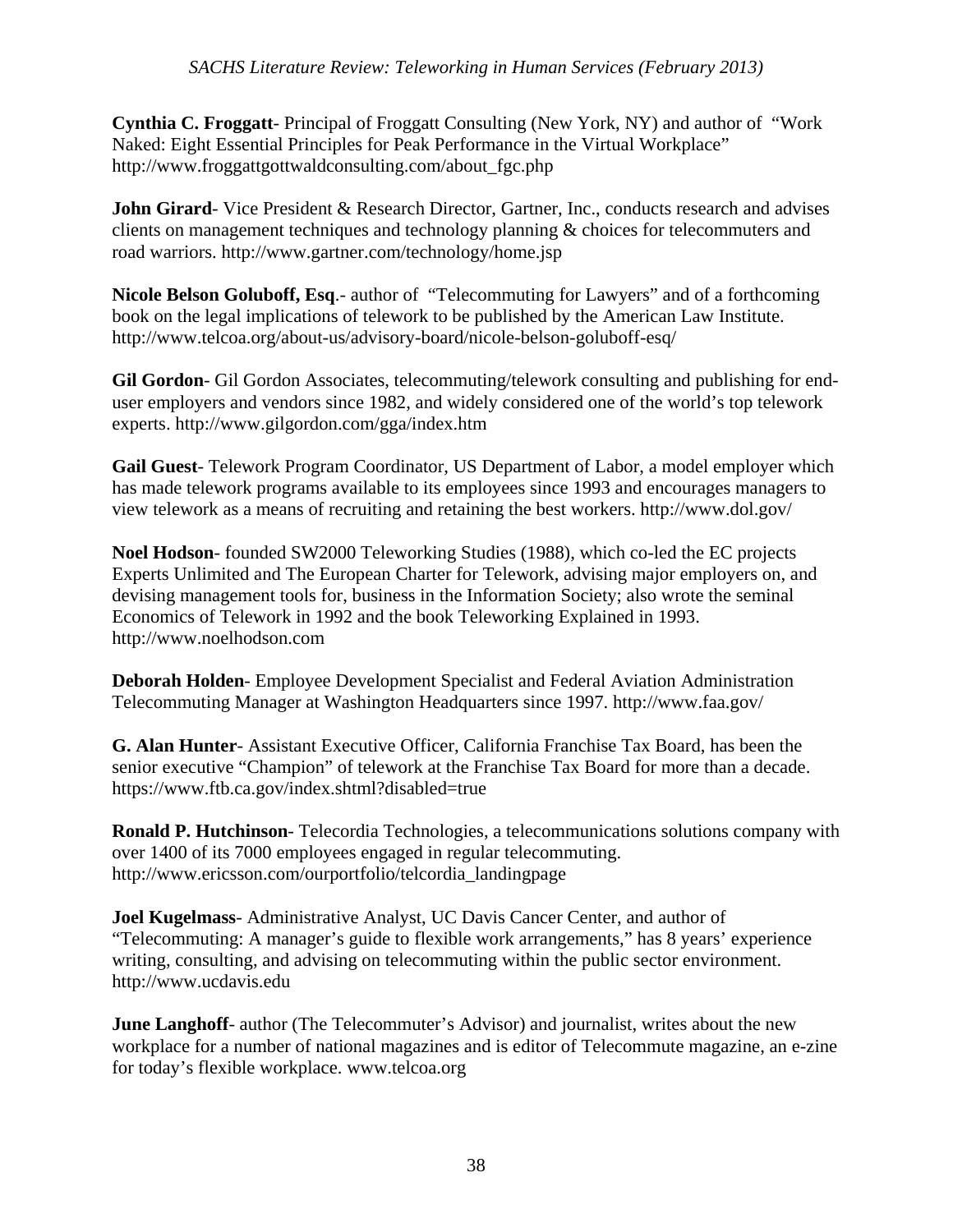**Cynthia C. Froggatt**- Principal of Froggatt Consulting (New York, NY) and author of "Work Naked: Eight Essential Principles for Peak Performance in the Virtual Workplace" http://www.froggattgottwaldconsulting.com/about_fgc.php

**John Girard**- Vice President & Research Director, Gartner, Inc., conducts research and advises clients on management techniques and technology planning & choices for telecommuters and road warriors. http://www.gartner.com/technology/home.jsp

**Nicole Belson Goluboff, Esq**.- author of "Telecommuting for Lawyers" and of a forthcoming book on the legal implications of telework to be published by the American Law Institute. http://www.telcoa.org/about-us/advisory-board/nicole-belson-goluboff-esq/

**Gil Gordon**- Gil Gordon Associates, telecommuting/telework consulting and publishing for end-user employers and vendors since 1982, and widely considered one of the world's top telework experts. http://www.gilgordon.com/gga/index.htm

**Gail Guest**- Telework Program Coordinator, US Department of Labor, a model employer which has made telework programs available to its employees since 1993 and encourages managers to view telework as a means of recruiting and retaining the best workers. http://www.dol.gov/

**Noel Hodson**- founded SW2000 Teleworking Studies (1988), which co-led the EC projects Experts Unlimited and The European Charter for Telework, advising major employers on, and devising management tools for, business in the Information Society; also wrote the seminal Economics of Telework in 1992 and the book Teleworking Explained in 1993. http://www.noelhodson.com

**Deborah Holden**- Employee Development Specialist and Federal Aviation Administration Telecommuting Manager at Washington Headquarters since 1997. http://www.faa.gov/

**G. Alan Hunter**- Assistant Executive Officer, California Franchise Tax Board, has been the senior executive "Champion" of telework at the Franchise Tax Board for more than a decade. https://www.ftb.ca.gov/index.shtml?disabled=true

**Ronald P. Hutchinson**- Telecordia Technologies, a telecommunications solutions company with over 1400 of its 7000 employees engaged in regular telecommuting. http://www.ericsson.com/ourportfolio/telcordia_landingpage

**Joel Kugelmass**- Administrative Analyst, UC Davis Cancer Center, and author of "Telecommuting: A manager's guide to flexible work arrangements," has 8 years' experience writing, consulting, and advising on telecommuting within the public sector environment. http://www.ucdavis.edu

**June Langhoff**- author (The Telecommuter's Advisor) and journalist, writes about the new workplace for a number of national magazines and is editor of Telecommute magazine, an e-zine for today's flexible workplace. www.telcoa.org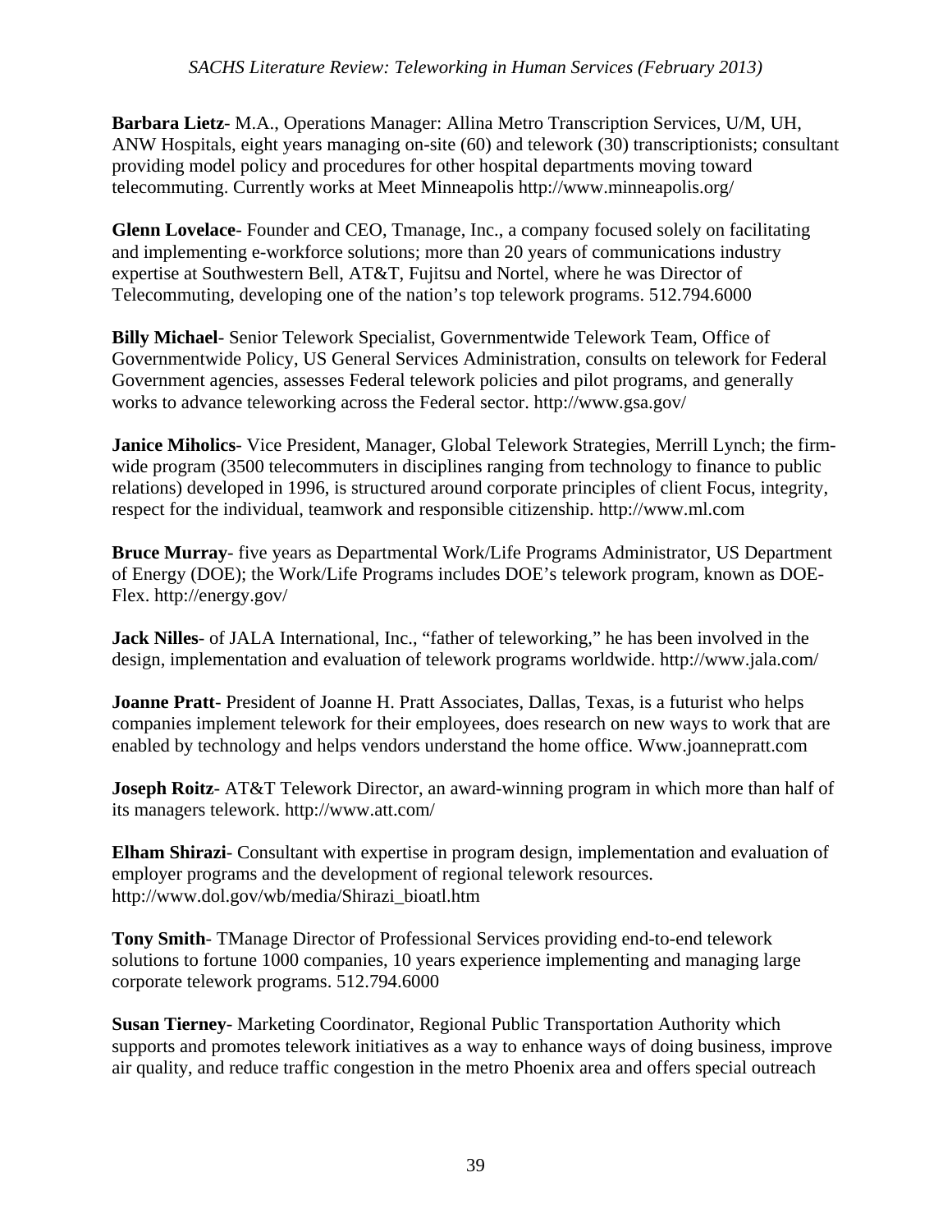**Barbara Lietz**- M.A., Operations Manager: Allina Metro Transcription Services, U/M, UH, ANW Hospitals, eight years managing on-site (60) and telework (30) transcriptionists; consultant providing model policy and procedures for other hospital departments moving toward telecommuting. Currently works at Meet Minneapolis http://www.minneapolis.org/

**Glenn Lovelace**- Founder and CEO, Tmanage, Inc., a company focused solely on facilitating and implementing e-workforce solutions; more than 20 years of communications industry expertise at Southwestern Bell, AT&T, Fujitsu and Nortel, where he was Director of Telecommuting, developing one of the nation's top telework programs. 512.794.6000

**Billy Michael**- Senior Telework Specialist, Governmentwide Telework Team, Office of Governmentwide Policy, US General Services Administration, consults on telework for Federal Government agencies, assesses Federal telework policies and pilot programs, and generally works to advance teleworking across the Federal sector. http://www.gsa.gov/

**Janice Miholics**- Vice President, Manager, Global Telework Strategies, Merrill Lynch; the firm-wide program (3500 telecommuters in disciplines ranging from technology to finance to public relations) developed in 1996, is structured around corporate principles of client Focus, integrity, respect for the individual, teamwork and responsible citizenship. http://www.ml.com

**Bruce Murray**- five years as Departmental Work/Life Programs Administrator, US Department of Energy (DOE); the Work/Life Programs includes DOE's telework program, known as DOE-Flex. http://energy.gov/

**Jack Nilles**- of JALA International, Inc., "father of teleworking," he has been involved in the design, implementation and evaluation of telework programs worldwide. http://www.jala.com/

**Joanne Pratt**- President of Joanne H. Pratt Associates, Dallas, Texas, is a futurist who helps companies implement telework for their employees, does research on new ways to work that are enabled by technology and helps vendors understand the home office. Www.joannepratt.com

**Joseph Roitz**- AT&T Telework Director, an award-winning program in which more than half of its managers telework. http://www.att.com/

**Elham Shirazi**- Consultant with expertise in program design, implementation and evaluation of employer programs and the development of regional telework resources. http://www.dol.gov/wb/media/Shirazi_bioatl.htm

**Tony Smith**- TManage Director of Professional Services providing end-to-end telework solutions to fortune 1000 companies, 10 years experience implementing and managing large corporate telework programs. 512.794.6000

**Susan Tierney**- Marketing Coordinator, Regional Public Transportation Authority which supports and promotes telework initiatives as a way to enhance ways of doing business, improve air quality, and reduce traffic congestion in the metro Phoenix area and offers special outreach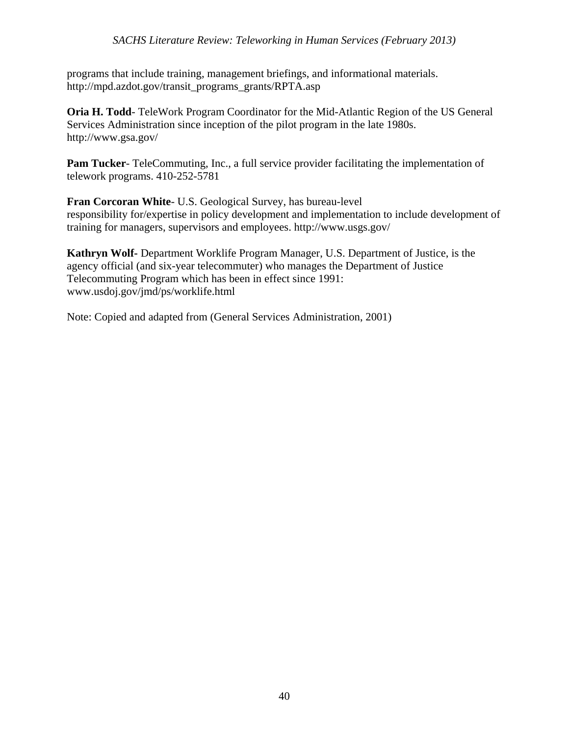programs that include training, management briefings, and informational materials. http://mpd.azdot.gov/transit_programs_grants/RPTA.asp

**Oria H. Todd**- TeleWork Program Coordinator for the Mid-Atlantic Region of the US General Services Administration since inception of the pilot program in the late 1980s. http://www.gsa.gov/

**Pam Tucker**- TeleCommuting, Inc., a full service provider facilitating the implementation of telework programs. 410-252-5781

**Fran Corcoran White**- U.S. Geological Survey, has bureau-level responsibility for/expertise in policy development and implementation to include development of training for managers, supervisors and employees. http://www.usgs.gov/

**Kathryn Wolf-** Department Worklife Program Manager, U.S. Department of Justice, is the agency official (and six-year telecommuter) who manages the Department of Justice Telecommuting Program which has been in effect since 1991: www.usdoj.gov/jmd/ps/worklife.html

Note: Copied and adapted from (General Services Administration, 2001)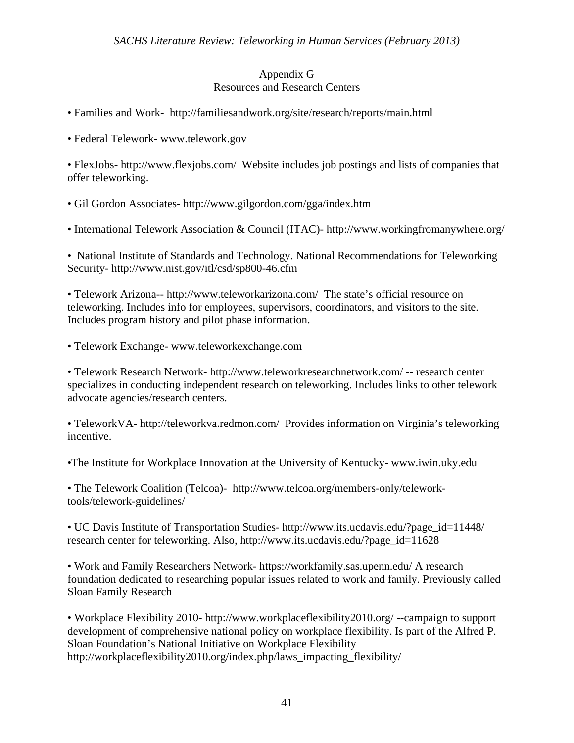## Appendix G
## Resources and Research Centers

- Families and Work- http://familiesandwork.org/site/research/reports/main.html
- Federal Telework- www.telework.gov
- FlexJobs- http://www.flexjobs.com/ Website includes job postings and lists of companies that offer teleworking.
- Gil Gordon Associates- http://www.gilgordon.com/gga/index.htm
- International Telework Association & Council (ITAC)- http://www.workingfromanywhere.org/
- National Institute of Standards and Technology. National Recommendations for Teleworking Security- http://www.nist.gov/itl/csd/sp800-46.cfm
- Telework Arizona-- http://www.teleworkarizona.com/ The state's official resource on teleworking. Includes info for employees, supervisors, coordinators, and visitors to the site. Includes program history and pilot phase information.
- Telework Exchange- www.teleworkexchange.com
- Telework Research Network- http://www.teleworkresearchnetwork.com/ -- research center specializes in conducting independent research on teleworking. Includes links to other telework advocate agencies/research centers.
- TeleworkVA- http://teleworkva.redmon.com/ Provides information on Virginia's teleworking incentive.
- The Institute for Workplace Innovation at the University of Kentucky- www.iwin.uky.edu
- The Telework Coalition (Telcoa)- http://www.telcoa.org/members-only/telework-tools/telework-guidelines/
- UC Davis Institute of Transportation Studies- http://www.its.ucdavis.edu/?page_id=11448/ research center for teleworking. Also, http://www.its.ucdavis.edu/?page_id=11628
- Work and Family Researchers Network- https://workfamily.sas.upenn.edu/ A research foundation dedicated to researching popular issues related to work and family. Previously called Sloan Family Research
- Workplace Flexibility 2010- http://www.workplaceflexibility2010.org/ --campaign to support development of comprehensive national policy on workplace flexibility. Is part of the Alfred P. Sloan Foundation's National Initiative on Workplace Flexibility http://workplaceflexibility2010.org/index.php/laws_impacting_flexibility/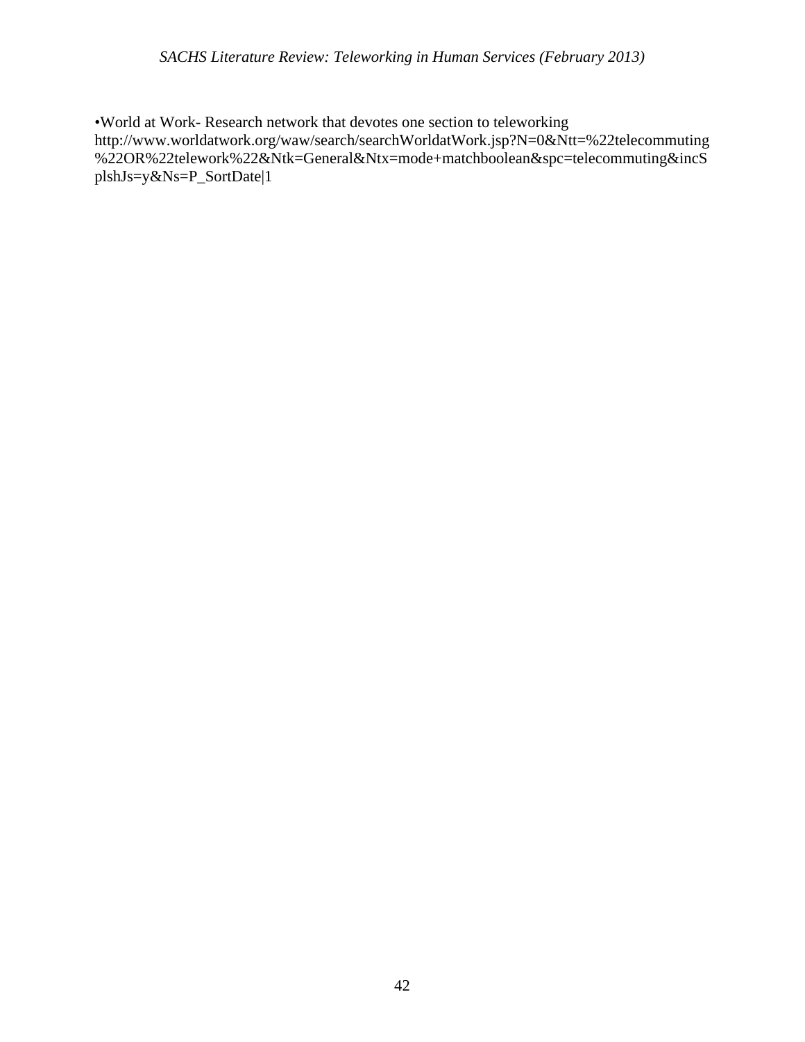•World at Work- Research network that devotes one section to teleworking
http://www.worldatwork.org/waw/search/searchWorldatWork.jsp?N=0&Ntt=%22telecommuting%22OR%22telework%22&Ntk=General&Ntx=mode+matchboolean&spc=telecommuting&incSplshJs=y&Ns=P_SortDate|1